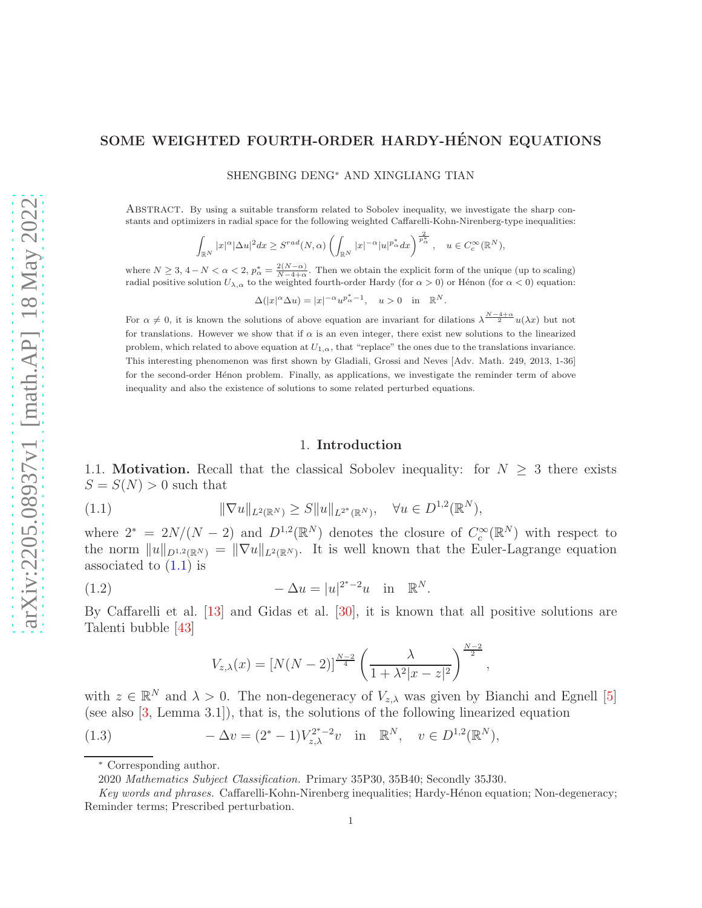# SOME WEIGHTED FOURTH-ORDER HARDY-HÉNON EQUATIONS

SHENGBING DENG* AND XINGLIANG TIAN

Abstract. By using a suitable transform related to Sobolev inequality, we investigate the sharp constants and optimizers in radial space for the following weighted Caffarelli-Kohn-Nirenberg-type inequalities:

$$\int_{\mathbb{R}^N} |x|^{\alpha}|\Delta u|^2 dx \geq S^{rad}(N,\alpha)\left(\int_{\mathbb{R}^N} |x|^{-\alpha}|u|^{p^*_\alpha}dx\right)^{\frac{2}{p^*_\alpha}}, \quad u\in C^\infty_c(\mathbb{R}^N),$$

where $N\geq 3$, $4-N<\alpha<2$, $p^*_\alpha=\frac{2(N-\alpha)}{N-4+\alpha}$. Then we obtain the explicit form of the unique (up to scaling) radial positive solution $U_{\lambda,\alpha}$ to the weighted fourth-order Hardy (for $\alpha>0$) or Hénon (for $\alpha<0$) equation:

$$\Delta(|x|^{\alpha}\Delta u)=|x|^{-\alpha}u^{p^*_\alpha-1},\quad u>0 \quad \text{in} \quad \mathbb{R}^N.$$

For $\alpha\neq 0$, it is known the solutions of above equation are invariant for dilations $\lambda^{\frac{N-4+\alpha}{2}}u(\lambda x)$ but not for translations. However we show that if $\alpha$ is an even integer, there exist new solutions to the linearized problem, which related to above equation at $U_{1,\alpha}$, that "replace" the ones due to the translations invariance. This interesting phenomenon was first shown by Gladiali, Grossi and Neves [Adv. Math. 249, 2013, 1-36] for the second-order Hénon problem. Finally, as applications, we investigate the reminder term of above inequality and also the existence of solutions to some related perturbed equations.

## 1. Introduction

### 1.1. Motivation.

Recall that the classical Sobolev inequality: for $N\geq 3$ there exists $S=S(N)>0$ such that

$$\|\nabla u\|_{L^2(\mathbb{R}^N)}\geq S\|u\|_{L^{2^*}(\mathbb{R}^N)},\quad \forall u\in D^{1,2}(\mathbb{R}^N), \tag{1.1}$$

where $2^*=2N/(N-2)$ and $D^{1,2}(\mathbb{R}^N)$ denotes the closure of $C^\infty_c(\mathbb{R}^N)$ with respect to the norm $\|u\|_{D^{1,2}(\mathbb{R}^N)}=\|\nabla u\|_{L^2(\mathbb{R}^N)}$. It is well known that the Euler-Lagrange equation associated to (1.1) is

$$-\Delta u=|u|^{2^*-2}u \quad \text{in} \quad \mathbb{R}^N. \tag{1.2}$$

By Caffarelli et al. [13] and Gidas et al. [30], it is known that all positive solutions are Talenti bubble [43]

$$V_{z,\lambda}(x)=[N(N-2)]^{\frac{N-2}{4}}\left(\frac{\lambda}{1+\lambda^2|x-z|^2}\right)^{\frac{N-2}{2}},$$

with $z\in\mathbb{R}^N$ and $\lambda>0$. The non-degeneracy of $V_{z,\lambda}$ was given by Bianchi and Egnell [5] (see also [3, Lemma 3.1]), that is, the solutions of the following linearized equation

$$-\Delta v=(2^*-1)V_{z,\lambda}^{2^*-2}v \quad \text{in} \quad \mathbb{R}^N,\quad v\in D^{1,2}(\mathbb{R}^N), \tag{1.3}$$

---

* Corresponding author.

2020 *Mathematics Subject Classification.* Primary 35P30, 35B40; Secondly 35J30.

*Key words and phrases.* Caffarelli-Kohn-Nirenberg inequalities; Hardy-Hénon equation; Non-degeneracy; Reminder terms; Prescribed perturbation.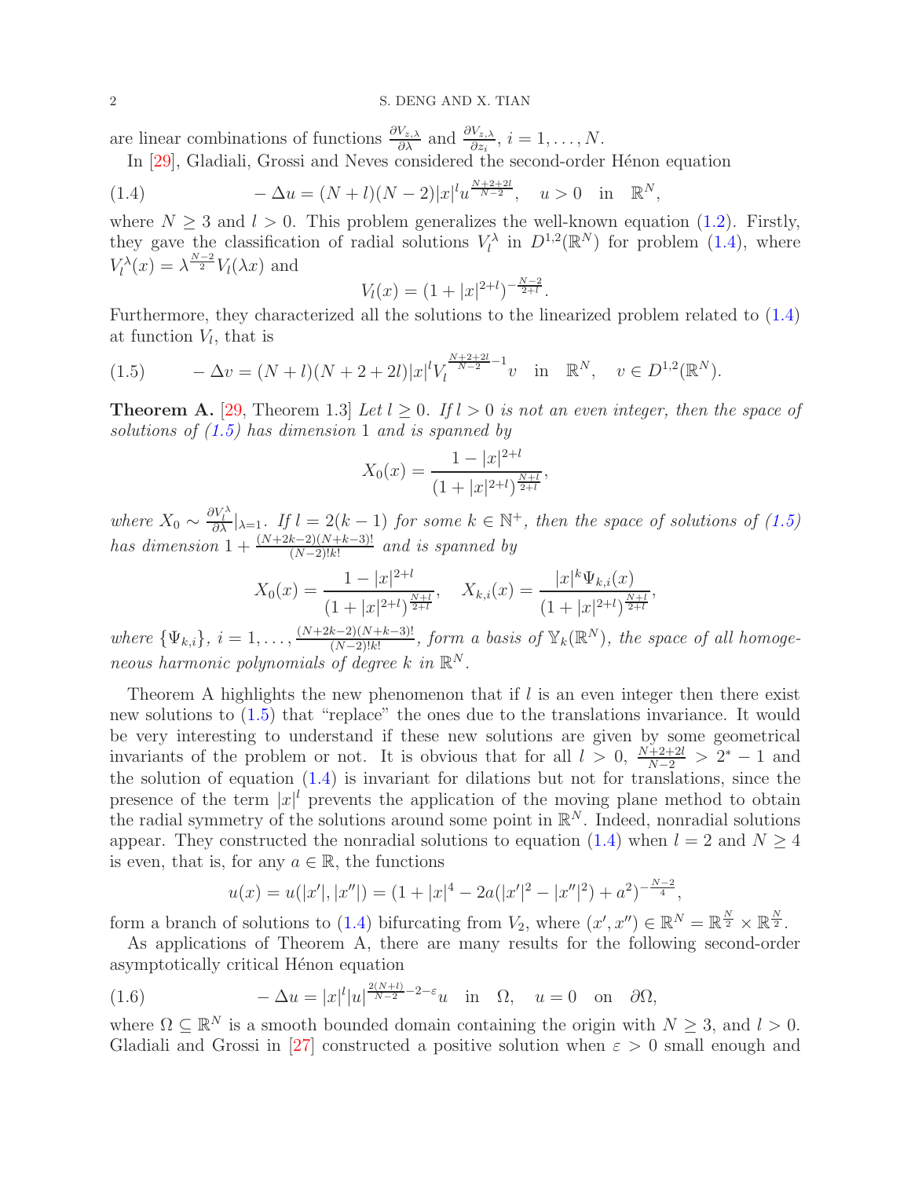are linear combinations of functions $\frac{\partial V_{z,\lambda}}{\partial \lambda}$ and $\frac{\partial V_{z,\lambda}}{\partial z_i}$, $i = 1, \ldots, N$.

In [29], Gladiali, Grossi and Neves considered the second-order Hénon equation

$$-\Delta u = (N+l)(N-2)|x|^l u^{\frac{N+2+2l}{N-2}}, \quad u > 0 \quad \text{in} \quad \mathbb{R}^N, \tag{1.4}$$

where $N \geq 3$ and $l > 0$. This problem generalizes the well-known equation (1.2). Firstly, they gave the classification of radial solutions $V_l^\lambda$ in $D^{1,2}(\mathbb{R}^N)$ for problem (1.4), where $V_l^\lambda(x) = \lambda^{\frac{N-2}{2}} V_l(\lambda x)$ and

$$V_l(x) = (1 + |x|^{2+l})^{-\frac{N-2}{2+l}}.$$

Furthermore, they characterized all the solutions to the linearized problem related to (1.4) at function $V_l$, that is

$$-\Delta v = (N+l)(N+2+2l)|x|^l V_l^{\frac{N+2+2l}{N-2}-1} v \quad \text{in} \quad \mathbb{R}^N, \quad v \in D^{1,2}(\mathbb{R}^N). \tag{1.5}$$

**Theorem A.** [29, Theorem 1.3] *Let $l \geq 0$. If $l > 0$ is not an even integer, then the space of solutions of (1.5) has dimension 1 and is spanned by*

$$X_0(x) = \frac{1 - |x|^{2+l}}{(1 + |x|^{2+l})^{\frac{N+l}{2+l}}},$$

*where $X_0 \sim \frac{\partial V_l^\lambda}{\partial \lambda}|_{\lambda=1}$. If $l = 2(k-1)$ for some $k \in \mathbb{N}^+$, then the space of solutions of (1.5) has dimension $1 + \frac{(N+2k-2)(N+k-3)!}{(N-2)!k!}$ and is spanned by*

$$X_0(x) = \frac{1 - |x|^{2+l}}{(1 + |x|^{2+l})^{\frac{N+l}{2+l}}}, \quad X_{k,i}(x) = \frac{|x|^k \Psi_{k,i}(x)}{(1 + |x|^{2+l})^{\frac{N+l}{2+l}}},$$

*where $\{\Psi_{k,i}\}$, $i = 1, \ldots, \frac{(N+2k-2)(N+k-3)!}{(N-2)!k!}$, form a basis of $\mathbb{Y}_k(\mathbb{R}^N)$, the space of all homogeneous harmonic polynomials of degree $k$ in $\mathbb{R}^N$.*

Theorem A highlights the new phenomenon that if $l$ is an even integer then there exist new solutions to (1.5) that "replace" the ones due to the translations invariance. It would be very interesting to understand if these new solutions are given by some geometrical invariants of the problem or not. It is obvious that for all $l > 0$, $\frac{N+2+2l}{N-2} > 2^* - 1$ and the solution of equation (1.4) is invariant for dilations but not for translations, since the presence of the term $|x|^l$ prevents the application of the moving plane method to obtain the radial symmetry of the solutions around some point in $\mathbb{R}^N$. Indeed, nonradial solutions appear. They constructed the nonradial solutions to equation (1.4) when $l = 2$ and $N \geq 4$ is even, that is, for any $a \in \mathbb{R}$, the functions

$$u(x) = u(|x'|, |x''|) = (1 + |x|^4 - 2a(|x'|^2 - |x''|^2) + a^2)^{-\frac{N-2}{4}},$$

form a branch of solutions to (1.4) bifurcating from $V_2$, where $(x', x'') \in \mathbb{R}^N = \mathbb{R}^{\frac{N}{2}} \times \mathbb{R}^{\frac{N}{2}}$.

As applications of Theorem A, there are many results for the following second-order asymptotically critical Hénon equation

$$-\Delta u = |x|^l |u|^{\frac{2(N+l)}{N-2} - 2 - \varepsilon} u \quad \text{in} \quad \Omega, \quad u = 0 \quad \text{on} \quad \partial\Omega, \tag{1.6}$$

where $\Omega \subseteq \mathbb{R}^N$ is a smooth bounded domain containing the origin with $N \geq 3$, and $l > 0$. Gladiali and Grossi in [27] constructed a positive solution when $\varepsilon > 0$ small enough and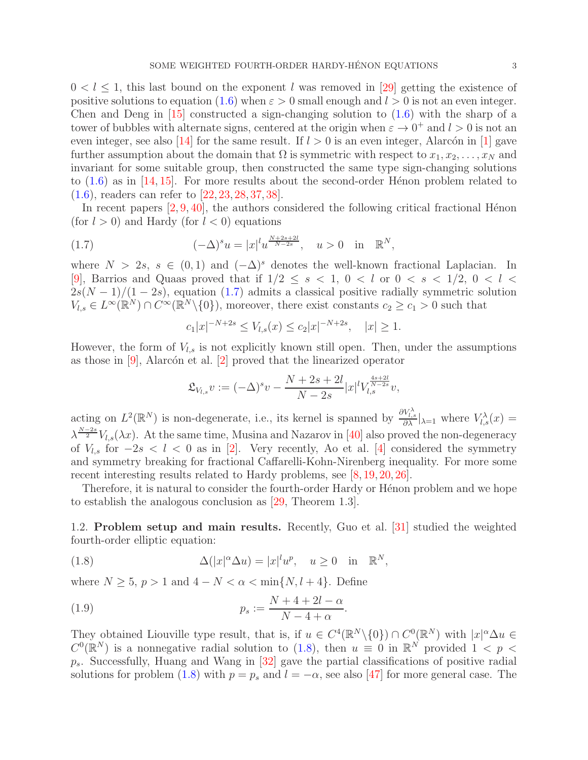$0 < l \leq 1$, this last bound on the exponent $l$ was removed in [29] getting the existence of positive solutions to equation (1.6) when $\varepsilon > 0$ small enough and $l > 0$ is not an even integer. Chen and Deng in [15] constructed a sign-changing solution to (1.6) with the sharp of a tower of bubbles with alternate signs, centered at the origin when $\varepsilon \to 0^+$ and $l > 0$ is not an even integer, see also [14] for the same result. If $l > 0$ is an even integer, Alarcón in [1] gave further assumption about the domain that $\Omega$ is symmetric with respect to $x_1, x_2, \ldots, x_N$ and invariant for some suitable group, then constructed the same type sign-changing solutions to (1.6) as in [14, 15]. For more results about the second-order Hénon problem related to (1.6), readers can refer to [22, 23, 28, 37, 38].

In recent papers [2, 9, 40], the authors considered the following critical fractional Hénon (for $l > 0$) and Hardy (for $l < 0$) equations

$$(-\Delta)^s u = |x|^l u^{\frac{N+2s+2l}{N-2s}}, \quad u > 0 \quad \text{in} \quad \mathbb{R}^N, \tag{1.7}$$

where $N > 2s$, $s \in (0,1)$ and $(-\Delta)^s$ denotes the well-known fractional Laplacian. In [9], Barrios and Quaas proved that if $1/2 \leq s < 1$, $0 < l$ or $0 < s < 1/2$, $0 < l < 2s(N-1)/(1-2s)$, equation (1.7) admits a classical positive radially symmetric solution $V_{l,s} \in L^\infty(\mathbb{R}^N) \cap C^\infty(\mathbb{R}^N \backslash \{0\})$, moreover, there exist constants $c_2 \geq c_1 > 0$ such that

$$c_1 |x|^{-N+2s} \leq V_{l,s}(x) \leq c_2 |x|^{-N+2s}, \quad |x| \geq 1.$$

However, the form of $V_{l,s}$ is not explicitly known still open. Then, under the assumptions as those in [9], Alarcón et al. [2] proved that the linearized operator

$$\mathfrak{L}_{V_{l,s}} v := (-\Delta)^s v - \frac{N+2s+2l}{N-2s} |x|^l V_{l,s}^{\frac{4s+2l}{N-2s}} v,$$

acting on $L^2(\mathbb{R}^N)$ is non-degenerate, i.e., its kernel is spanned by $\frac{\partial V_{l,s}^\lambda}{\partial \lambda}|_{\lambda=1}$ where $V_{l,s}^\lambda(x) = \lambda^{\frac{N-2s}{2}} V_{l,s}(\lambda x)$. At the same time, Musina and Nazarov in [40] also proved the non-degeneracy of $V_{l,s}$ for $-2s < l < 0$ as in [2]. Very recently, Ao et al. [4] considered the symmetry and symmetry breaking for fractional Caffarelli-Kohn-Nirenberg inequality. For more some recent interesting results related to Hardy problems, see [8, 19, 20, 26].

Therefore, it is natural to consider the fourth-order Hardy or Hénon problem and we hope to establish the analogous conclusion as [29, Theorem 1.3].

1.2. **Problem setup and main results.** Recently, Guo et al. [31] studied the weighted fourth-order elliptic equation:

$$\Delta(|x|^\alpha \Delta u) = |x|^l u^p, \quad u \geq 0 \quad \text{in} \quad \mathbb{R}^N, \tag{1.8}$$

where $N \geq 5$, $p > 1$ and $4 - N < \alpha < \min\{N, l+4\}$. Define

$$p_s := \frac{N+4+2l-\alpha}{N-4+\alpha}. \tag{1.9}$$

They obtained Liouville type result, that is, if $u \in C^4(\mathbb{R}^N \backslash \{0\}) \cap C^0(\mathbb{R}^N)$ with $|x|^\alpha \Delta u \in C^0(\mathbb{R}^N)$ is a nonnegative radial solution to (1.8), then $u \equiv 0$ in $\mathbb{R}^N$ provided $1 < p < p_s$. Successfully, Huang and Wang in [32] gave the partial classifications of positive radial solutions for problem (1.8) with $p = p_s$ and $l = -\alpha$, see also [47] for more general case. The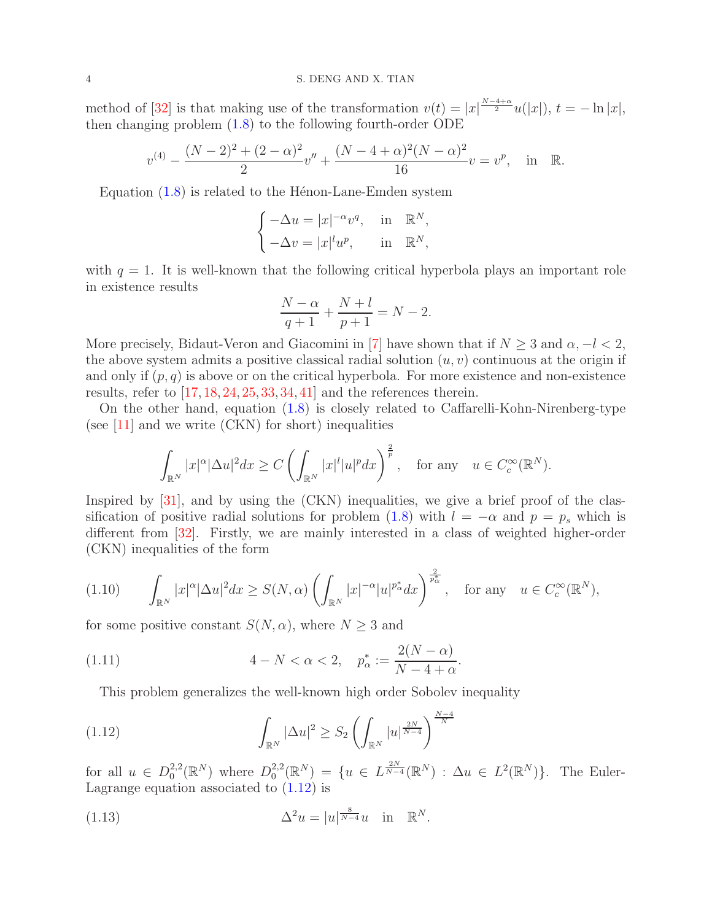method of [32] is that making use of the transformation $v(t) = |x|^{\frac{N-4+\alpha}{2}} u(|x|)$, $t = -\ln|x|$, then changing problem (1.8) to the following fourth-order ODE

$$v^{(4)} - \frac{(N-2)^2 + (2-\alpha)^2}{2} v'' + \frac{(N-4+\alpha)^2 (N-\alpha)^2}{16} v = v^p, \quad \text{in} \quad \mathbb{R}.$$

Equation (1.8) is related to the Hénon-Lane-Emden system

$$\begin{cases} -\Delta u = |x|^{-\alpha} v^q, & \text{in} \quad \mathbb{R}^N, \\ -\Delta v = |x|^l u^p, & \text{in} \quad \mathbb{R}^N, \end{cases}$$

with $q = 1$. It is well-known that the following critical hyperbola plays an important role in existence results

$$\frac{N-\alpha}{q+1} + \frac{N+l}{p+1} = N-2.$$

More precisely, Bidaut-Veron and Giacomini in [7] have shown that if $N \geq 3$ and $\alpha, -l < 2$, the above system admits a positive classical radial solution $(u, v)$ continuous at the origin if and only if $(p, q)$ is above or on the critical hyperbola. For more existence and non-existence results, refer to [17, 18, 24, 25, 33, 34, 41] and the references therein.

On the other hand, equation (1.8) is closely related to Caffarelli-Kohn-Nirenberg-type (see [11] and we write (CKN) for short) inequalities

$$\int_{\mathbb{R}^N} |x|^\alpha |\Delta u|^2 dx \geq C \left( \int_{\mathbb{R}^N} |x|^l |u|^p dx \right)^{\frac{2}{p}}, \quad \text{for any} \quad u \in C_c^\infty(\mathbb{R}^N).$$

Inspired by [31], and by using the (CKN) inequalities, we give a brief proof of the classification of positive radial solutions for problem (1.8) with $l = -\alpha$ and $p = p_s$ which is different from [32]. Firstly, we are mainly interested in a class of weighted higher-order (CKN) inequalities of the form

$$\int_{\mathbb{R}^N} |x|^\alpha |\Delta u|^2 dx \geq S(N, \alpha) \left( \int_{\mathbb{R}^N} |x|^{-\alpha} |u|^{p_\alpha^*} dx \right)^{\frac{2}{p_\alpha^*}}, \quad \text{for any} \quad u \in C_c^\infty(\mathbb{R}^N), \tag{1.10}$$

for some positive constant $S(N, \alpha)$, where $N \geq 3$ and

$$4 - N < \alpha < 2, \quad p_\alpha^* := \frac{2(N-\alpha)}{N-4+\alpha}. \tag{1.11}$$

This problem generalizes the well-known high order Sobolev inequality

$$\int_{\mathbb{R}^N} |\Delta u|^2 \geq S_2 \left( \int_{\mathbb{R}^N} |u|^{\frac{2N}{N-4}} \right)^{\frac{N-4}{N}} \tag{1.12}$$

for all $u \in D_0^{2,2}(\mathbb{R}^N)$ where $D_0^{2,2}(\mathbb{R}^N) = \{u \in L^{\frac{2N}{N-4}}(\mathbb{R}^N) : \Delta u \in L^2(\mathbb{R}^N)\}$. The Euler-Lagrange equation associated to (1.12) is

$$\Delta^2 u = |u|^{\frac{8}{N-4}} u \quad \text{in} \quad \mathbb{R}^N. \tag{1.13}$$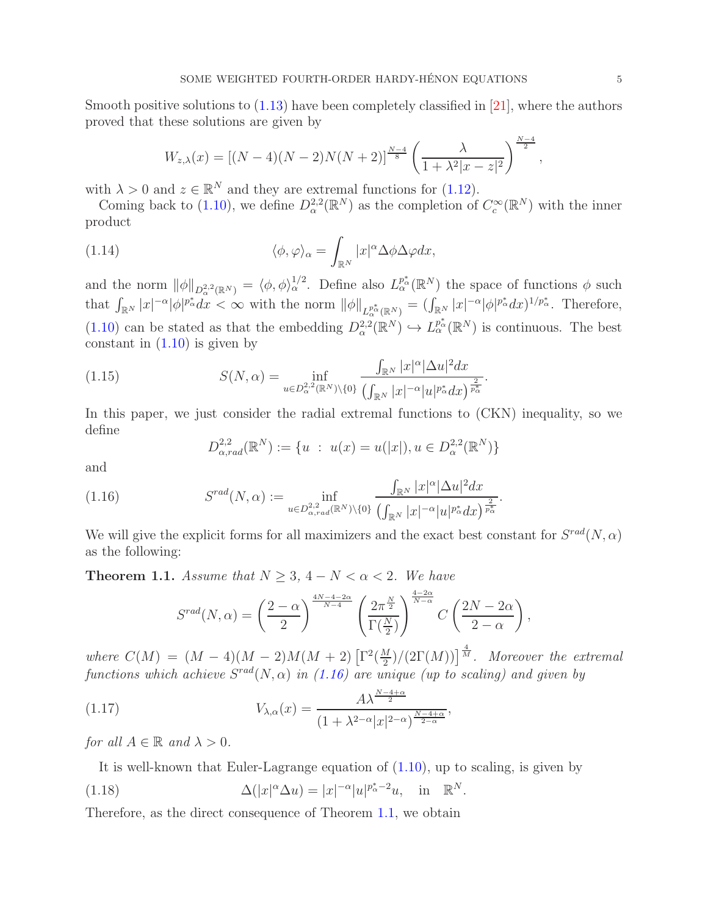Smooth positive solutions to (1.13) have been completely classified in [21], where the authors proved that these solutions are given by

$$W_{z,\lambda}(x) = [(N-4)(N-2)N(N+2)]^{\frac{N-4}{8}} \left(\frac{\lambda}{1+\lambda^2|x-z|^2}\right)^{\frac{N-4}{2}},$$

with $\lambda > 0$ and $z \in \mathbb{R}^N$ and they are extremal functions for (1.12).

Coming back to (1.10), we define $D^{2,2}_\alpha(\mathbb{R}^N)$ as the completion of $C^\infty_c(\mathbb{R}^N)$ with the inner product

$$\langle \phi, \varphi \rangle_\alpha = \int_{\mathbb{R}^N} |x|^\alpha \Delta\phi \Delta\varphi dx, \tag{1.14}$$

and the norm $\|\phi\|_{D^{2,2}_\alpha(\mathbb{R}^N)} = \langle \phi, \phi\rangle_\alpha^{1/2}$. Define also $L^{p^*_\alpha}_\alpha(\mathbb{R}^N)$ the space of functions $\phi$ such that $\int_{\mathbb{R}^N} |x|^{-\alpha}|\phi|^{p^*_\alpha}dx < \infty$ with the norm $\|\phi\|_{L^{p^*_\alpha}_\alpha(\mathbb{R}^N)} = (\int_{\mathbb{R}^N} |x|^{-\alpha}|\phi|^{p^*_\alpha}dx)^{1/p^*_\alpha}$. Therefore, (1.10) can be stated as that the embedding $D^{2,2}_\alpha(\mathbb{R}^N) \hookrightarrow L^{p^*_\alpha}_\alpha(\mathbb{R}^N)$ is continuous. The best constant in (1.10) is given by

$$S(N,\alpha) = \inf_{u\in D^{2,2}_\alpha(\mathbb{R}^N)\setminus\{0\}} \frac{\int_{\mathbb{R}^N} |x|^\alpha |\Delta u|^2 dx}{\left(\int_{\mathbb{R}^N} |x|^{-\alpha}|u|^{p^*_\alpha}dx\right)^{\frac{2}{p^*_\alpha}}}. \tag{1.15}$$

In this paper, we just consider the radial extremal functions to (CKN) inequality, so we define

$$D^{2,2}_{\alpha,rad}(\mathbb{R}^N) := \{u \ : \ u(x) = u(|x|), u \in D^{2,2}_\alpha(\mathbb{R}^N)\}$$

and

$$S^{rad}(N,\alpha) := \inf_{u\in D^{2,2}_{\alpha,rad}(\mathbb{R}^N)\setminus\{0\}} \frac{\int_{\mathbb{R}^N} |x|^\alpha |\Delta u|^2 dx}{\left(\int_{\mathbb{R}^N} |x|^{-\alpha}|u|^{p^*_\alpha}dx\right)^{\frac{2}{p^*_\alpha}}}. \tag{1.16}$$

We will give the explicit forms for all maximizers and the exact best constant for $S^{rad}(N,\alpha)$ as the following:

**Theorem 1.1.** *Assume that $N \geq 3$, $4-N < \alpha < 2$. We have*

$$S^{rad}(N,\alpha) = \left(\frac{2-\alpha}{2}\right)^{\frac{4N-4-2\alpha}{N-4}} \left(\frac{2\pi^{\frac{N}{2}}}{\Gamma(\frac{N}{2})}\right)^{\frac{4-2\alpha}{N-\alpha}} C\left(\frac{2N-2\alpha}{2-\alpha}\right),$$

*where $C(M) = (M-4)(M-2)M(M+2)\left[\Gamma^2(\frac{M}{2})/(2\Gamma(M))\right]^{\frac{4}{M}}$. Moreover the extremal functions which achieve $S^{rad}(N,\alpha)$ in (1.16) are unique (up to scaling) and given by*

$$V_{\lambda,\alpha}(x) = \frac{A\lambda^{\frac{N-4+\alpha}{2}}}{(1+\lambda^{2-\alpha}|x|^{2-\alpha})^{\frac{N-4+\alpha}{2-\alpha}}}, \tag{1.17}$$

*for all $A \in \mathbb{R}$ and $\lambda > 0$.*

It is well-known that Euler-Lagrange equation of (1.10), up to scaling, is given by

$$\Delta(|x|^\alpha \Delta u) = |x|^{-\alpha}|u|^{p^*_\alpha - 2}u, \quad \text{in} \quad \mathbb{R}^N. \tag{1.18}$$

Therefore, as the direct consequence of Theorem 1.1, we obtain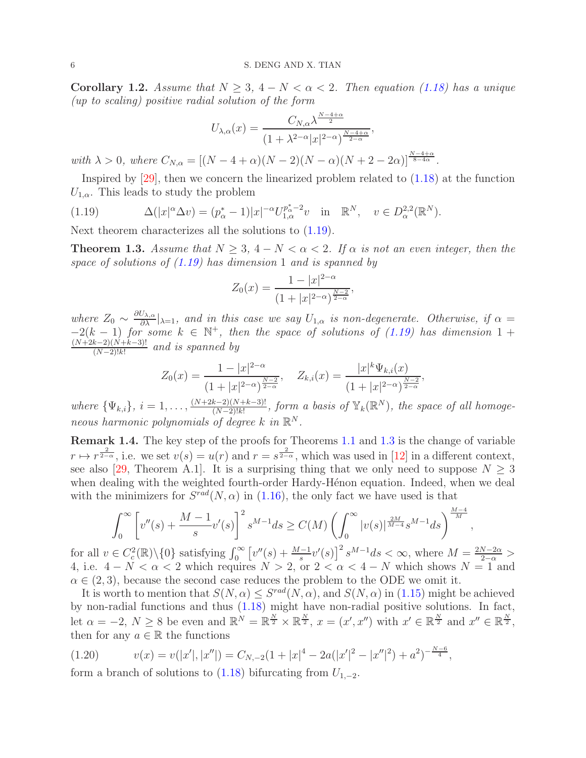**Corollary 1.2.** *Assume that $N \geq 3$, $4 - N < \alpha < 2$. Then equation (1.18) has a unique (up to scaling) positive radial solution of the form*

$$U_{\lambda,\alpha}(x) = \frac{C_{N,\alpha}\lambda^{\frac{N-4+\alpha}{2}}}{(1+\lambda^{2-\alpha}|x|^{2-\alpha})^{\frac{N-4+\alpha}{2-\alpha}}},$$

*with $\lambda > 0$, where $C_{N,\alpha} = [(N-4+\alpha)(N-2)(N-\alpha)(N+2-2\alpha)]^{\frac{N-4+\alpha}{8-4\alpha}}$.*

Inspired by [29], then we concern the linearized problem related to (1.18) at the function $U_{1,\alpha}$. This leads to study the problem

$$\Delta(|x|^\alpha \Delta v) = (p_\alpha^* - 1)|x|^{-\alpha} U_{1,\alpha}^{p_\alpha^*-2} v \quad \text{in} \quad \mathbb{R}^N, \quad v \in D_\alpha^{2,2}(\mathbb{R}^N). \tag{1.19}$$

Next theorem characterizes all the solutions to (1.19).

**Theorem 1.3.** *Assume that $N \geq 3$, $4 - N < \alpha < 2$. If $\alpha$ is not an even integer, then the space of solutions of (1.19) has dimension 1 and is spanned by*

$$Z_0(x) = \frac{1 - |x|^{2-\alpha}}{(1+|x|^{2-\alpha})^{\frac{N-2}{2-\alpha}}},$$

*where $Z_0 \sim \frac{\partial U_{\lambda,\alpha}}{\partial \lambda}|_{\lambda=1}$, and in this case we say $U_{1,\alpha}$ is non-degenerate. Otherwise, if $\alpha = -2(k-1)$ for some $k \in \mathbb{N}^+$, then the space of solutions of (1.19) has dimension $1 + \frac{(N+2k-2)(N+k-3)!}{(N-2)!k!}$ and is spanned by*

$$Z_0(x) = \frac{1 - |x|^{2-\alpha}}{(1+|x|^{2-\alpha})^{\frac{N-2}{2-\alpha}}}, \quad Z_{k,i}(x) = \frac{|x|^k \Psi_{k,i}(x)}{(1+|x|^{2-\alpha})^{\frac{N-2}{2-\alpha}}},$$

*where $\{\Psi_{k,i}\}$, $i = 1, \ldots, \frac{(N+2k-2)(N+k-3)!}{(N-2)!k!}$, form a basis of $\mathbb{Y}_k(\mathbb{R}^N)$, the space of all homogeneous harmonic polynomials of degree $k$ in $\mathbb{R}^N$.*

**Remark 1.4.** The key step of the proofs for Theorems 1.1 and 1.3 is the change of variable $r \mapsto r^{\frac{2}{2-\alpha}}$, i.e. we set $v(s) = u(r)$ and $r = s^{\frac{2}{2-\alpha}}$, which was used in [12] in a different context, see also [29, Theorem A.1]. It is a surprising thing that we only need to suppose $N \geq 3$ when dealing with the weighted fourth-order Hardy-Hénon equation. Indeed, when we deal with the minimizers for $S^{rad}(N, \alpha)$ in (1.16), the only fact we have used is that

$$\int_0^\infty \left[v''(s) + \frac{M-1}{s}v'(s)\right]^2 s^{M-1} ds \geq C(M) \left(\int_0^\infty |v(s)|^{\frac{2M}{M-4}} s^{M-1} ds\right)^{\frac{M-4}{M}},$$

for all $v \in C_c^2(\mathbb{R})\backslash\{0\}$ satisfying $\int_0^\infty \left[v''(s) + \frac{M-1}{s}v'(s)\right]^2 s^{M-1} ds < \infty$, where $M = \frac{2N-2\alpha}{2-\alpha} > 4$, i.e. $4 - N < \alpha < 2$ which requires $N > 2$, or $2 < \alpha < 4 - N$ which shows $N = 1$ and $\alpha \in (2,3)$, because the second case reduces the problem to the ODE we omit it.

It is worth to mention that $S(N,\alpha) \leq S^{rad}(N,\alpha)$, and $S(N,\alpha)$ in (1.15) might be achieved by non-radial functions and thus (1.18) might have non-radial positive solutions. In fact, let $\alpha = -2$, $N \geq 8$ be even and $\mathbb{R}^N = \mathbb{R}^{\frac{N}{2}} \times \mathbb{R}^{\frac{N}{2}}$, $x = (x', x'')$ with $x' \in \mathbb{R}^{\frac{N}{2}}$ and $x'' \in \mathbb{R}^{\frac{N}{2}}$, then for any $a \in \mathbb{R}$ the functions

$$v(x) = v(|x'|, |x''|) = C_{N,-2}(1 + |x|^4 - 2a(|x'|^2 - |x''|^2) + a^2)^{-\frac{N-6}{4}}, \tag{1.20}$$

form a branch of solutions to (1.18) bifurcating from $U_{1,-2}$.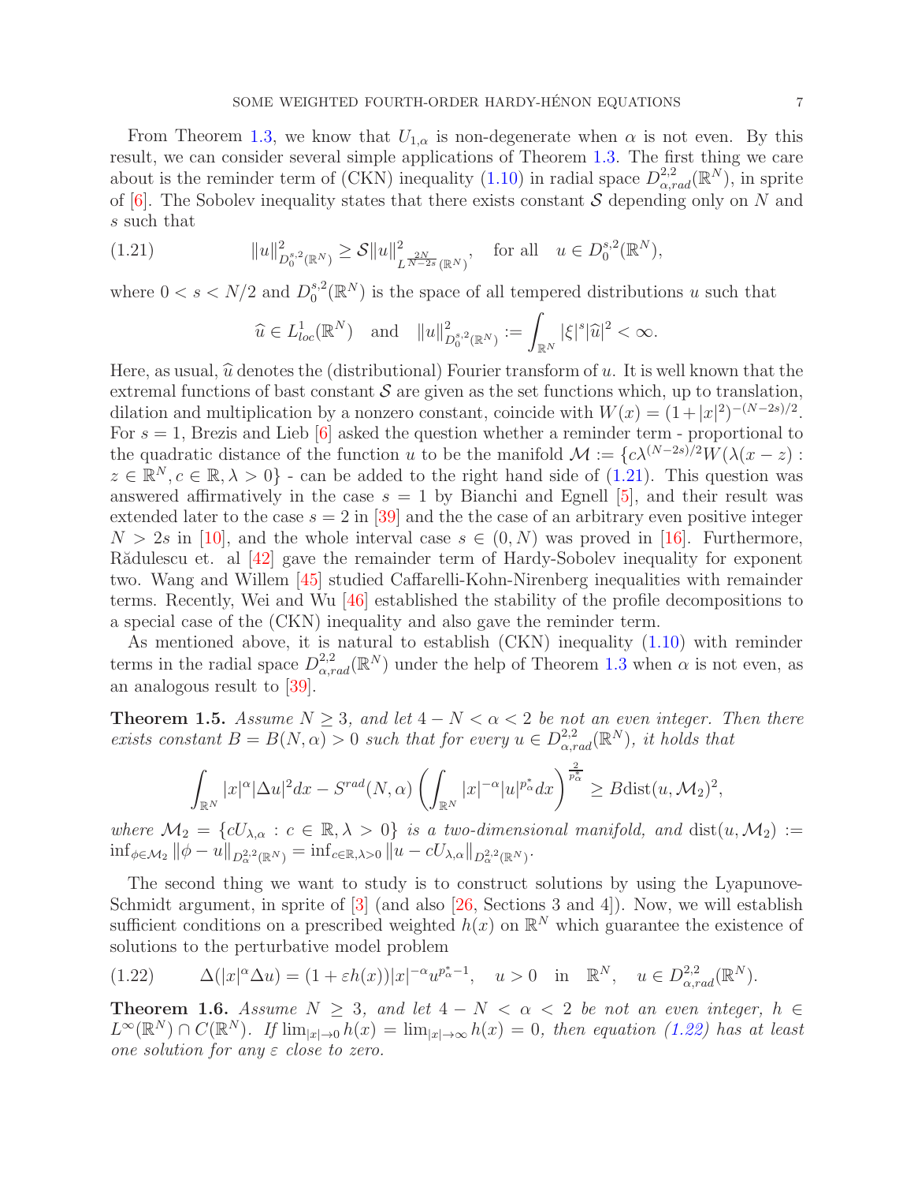From Theorem 1.3, we know that $U_{1,\alpha}$ is non-degenerate when $\alpha$ is not even. By this result, we can consider several simple applications of Theorem 1.3. The first thing we care about is the reminder term of (CKN) inequality (1.10) in radial space $D^{2,2}_{\alpha,rad}(\mathbb{R}^N)$, in sprite of [6]. The Sobolev inequality states that there exists constant $\mathcal{S}$ depending only on $N$ and $s$ such that

$$\|u\|^2_{D^{s,2}_0(\mathbb{R}^N)} \geq \mathcal{S}\|u\|^2_{L^{\frac{2N}{N-2s}}(\mathbb{R}^N)}, \quad \text{for all} \quad u \in D^{s,2}_0(\mathbb{R}^N), \tag{1.21}$$

where $0 < s < N/2$ and $D^{s,2}_0(\mathbb{R}^N)$ is the space of all tempered distributions $u$ such that

$$\widehat{u} \in L^1_{loc}(\mathbb{R}^N) \quad \text{and} \quad \|u\|^2_{D^{s,2}_0(\mathbb{R}^N)} := \int_{\mathbb{R}^N} |\xi|^s |\widehat{u}|^2 < \infty.$$

Here, as usual, $\widehat{u}$ denotes the (distributional) Fourier transform of $u$. It is well known that the extremal functions of bast constant $\mathcal{S}$ are given as the set functions which, up to translation, dilation and multiplication by a nonzero constant, coincide with $W(x) = (1+|x|^2)^{-(N-2s)/2}$. For $s = 1$, Brezis and Lieb [6] asked the question whether a reminder term - proportional to the quadratic distance of the function $u$ to be the manifold $\mathcal{M} := \{c\lambda^{(N-2s)/2}W(\lambda(x-z)) : z \in \mathbb{R}^N, c \in \mathbb{R}, \lambda > 0\}$ - can be added to the right hand side of (1.21). This question was answered affirmatively in the case $s = 1$ by Bianchi and Egnell [5], and their result was extended later to the case $s = 2$ in [39] and the the case of an arbitrary even positive integer $N > 2s$ in [10], and the whole interval case $s \in (0, N)$ was proved in [16]. Furthermore, Rădulescu et. al [42] gave the remainder term of Hardy-Sobolev inequality for exponent two. Wang and Willem [45] studied Caffarelli-Kohn-Nirenberg inequalities with remainder terms. Recently, Wei and Wu [46] established the stability of the profile decompositions to a special case of the (CKN) inequality and also gave the reminder term.

As mentioned above, it is natural to establish (CKN) inequality (1.10) with reminder terms in the radial space $D^{2,2}_{\alpha,rad}(\mathbb{R}^N)$ under the help of Theorem 1.3 when $\alpha$ is not even, as an analogous result to [39].

**Theorem 1.5.** *Assume $N \geq 3$, and let $4 - N < \alpha < 2$ be not an even integer. Then there exists constant $B = B(N,\alpha) > 0$ such that for every $u \in D^{2,2}_{\alpha,rad}(\mathbb{R}^N)$, it holds that*

$$\int_{\mathbb{R}^N} |x|^\alpha |\Delta u|^2 dx - S^{rad}(N,\alpha)\left(\int_{\mathbb{R}^N} |x|^{-\alpha}|u|^{p^*_\alpha} dx\right)^{\frac{2}{p^*_\alpha}} \geq B\mathrm{dist}(u,\mathcal{M}_2)^2,$$

*where $\mathcal{M}_2 = \{cU_{\lambda,\alpha} : c \in \mathbb{R}, \lambda > 0\}$ is a two-dimensional manifold, and $\mathrm{dist}(u,\mathcal{M}_2) := \inf_{\phi\in\mathcal{M}_2} \|\phi - u\|_{D^{2,2}_\alpha(\mathbb{R}^N)} = \inf_{c\in\mathbb{R},\lambda>0} \|u - cU_{\lambda,\alpha}\|_{D^{2,2}_\alpha(\mathbb{R}^N)}$.*

The second thing we want to study is to construct solutions by using the Lyapunove-Schmidt argument, in sprite of [3] (and also [26, Sections 3 and 4]). Now, we will establish sufficient conditions on a prescribed weighted $h(x)$ on $\mathbb{R}^N$ which guarantee the existence of solutions to the perturbative model problem

$$\Delta(|x|^\alpha \Delta u) = (1 + \varepsilon h(x))|x|^{-\alpha} u^{p^*_\alpha - 1}, \quad u > 0 \quad \text{in} \quad \mathbb{R}^N, \quad u \in D^{2,2}_{\alpha,rad}(\mathbb{R}^N). \tag{1.22}$$

**Theorem 1.6.** *Assume $N \geq 3$, and let $4 - N < \alpha < 2$ be not an even integer, $h \in L^\infty(\mathbb{R}^N) \cap C(\mathbb{R}^N)$. If $\lim_{|x|\to 0} h(x) = \lim_{|x|\to\infty} h(x) = 0$, then equation (1.22) has at least one solution for any $\varepsilon$ close to zero.*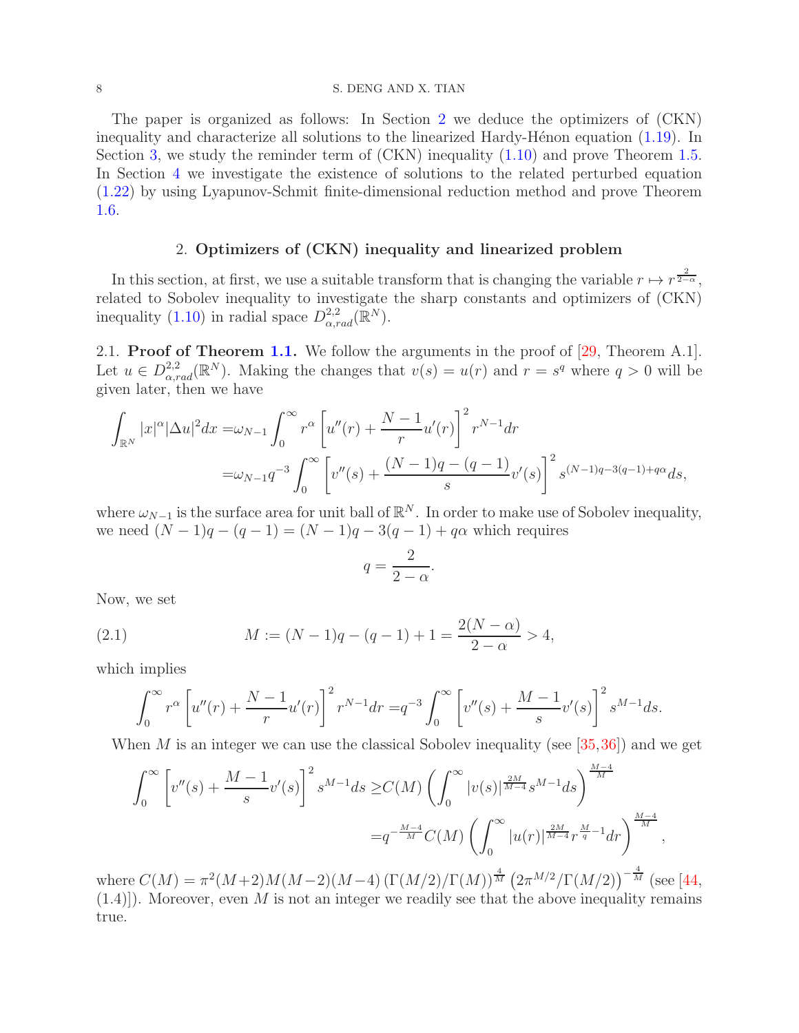The paper is organized as follows: In Section 2 we deduce the optimizers of (CKN) inequality and characterize all solutions to the linearized Hardy-Hénon equation (1.19). In Section 3, we study the reminder term of (CKN) inequality (1.10) and prove Theorem 1.5. In Section 4 we investigate the existence of solutions to the related perturbed equation (1.22) by using Lyapunov-Schmit finite-dimensional reduction method and prove Theorem 1.6.

## 2. **Optimizers of (CKN) inequality and linearized problem**

In this section, at first, we use a suitable transform that is changing the variable $r \mapsto r^{\frac{2}{2-\alpha}}$, related to Sobolev inequality to investigate the sharp constants and optimizers of (CKN) inequality (1.10) in radial space $D^{2,2}_{\alpha,rad}(\mathbb{R}^N)$.

2.1. **Proof of Theorem 1.1.** We follow the arguments in the proof of [29, Theorem A.1]. Let $u \in D^{2,2}_{\alpha,rad}(\mathbb{R}^N)$. Making the changes that $v(s) = u(r)$ and $r = s^q$ where $q > 0$ will be given later, then we have

$$
\begin{aligned}
\int_{\mathbb{R}^N} |x|^\alpha |\Delta u|^2 dx =& \omega_{N-1} \int_0^\infty r^\alpha \left[ u''(r) + \frac{N-1}{r} u'(r) \right]^2 r^{N-1} dr \\
=& \omega_{N-1} q^{-3} \int_0^\infty \left[ v''(s) + \frac{(N-1)q - (q-1)}{s} v'(s) \right]^2 s^{(N-1)q - 3(q-1) + q\alpha} ds,
\end{aligned}
$$

where $\omega_{N-1}$ is the surface area for unit ball of $\mathbb{R}^N$. In order to make use of Sobolev inequality, we need $(N-1)q - (q-1) = (N-1)q - 3(q-1) + q\alpha$ which requires

$$
q = \frac{2}{2-\alpha}.
$$

Now, we set

$$
M := (N-1)q - (q-1) + 1 = \frac{2(N-\alpha)}{2-\alpha} > 4, \tag{2.1}
$$

which implies

$$
\int_0^\infty r^\alpha \left[ u''(r) + \frac{N-1}{r} u'(r) \right]^2 r^{N-1} dr = q^{-3} \int_0^\infty \left[ v''(s) + \frac{M-1}{s} v'(s) \right]^2 s^{M-1} ds.
$$

When $M$ is an integer we can use the classical Sobolev inequality (see [35,36]) and we get

$$
\begin{aligned}
\int_0^\infty \left[ v''(s) + \frac{M-1}{s} v'(s) \right]^2 s^{M-1} ds \geq & C(M) \left( \int_0^\infty |v(s)|^{\frac{2M}{M-4}} s^{M-1} ds \right)^{\frac{M-4}{M}} \\
=& q^{-\frac{M-4}{M}} C(M) \left( \int_0^\infty |u(r)|^{\frac{2M}{M-4}} r^{\frac{M}{q}-1} dr \right)^{\frac{M-4}{M}},
\end{aligned}
$$

where $C(M) = \pi^2 (M+2) M (M-2)(M-4) \left( \Gamma(M/2)/\Gamma(M) \right)^{\frac{4}{M}} \left( 2\pi^{M/2}/\Gamma(M/2) \right)^{-\frac{4}{M}}$ (see [44, (1.4)]). Moreover, even $M$ is not an integer we readily see that the above inequality remains true.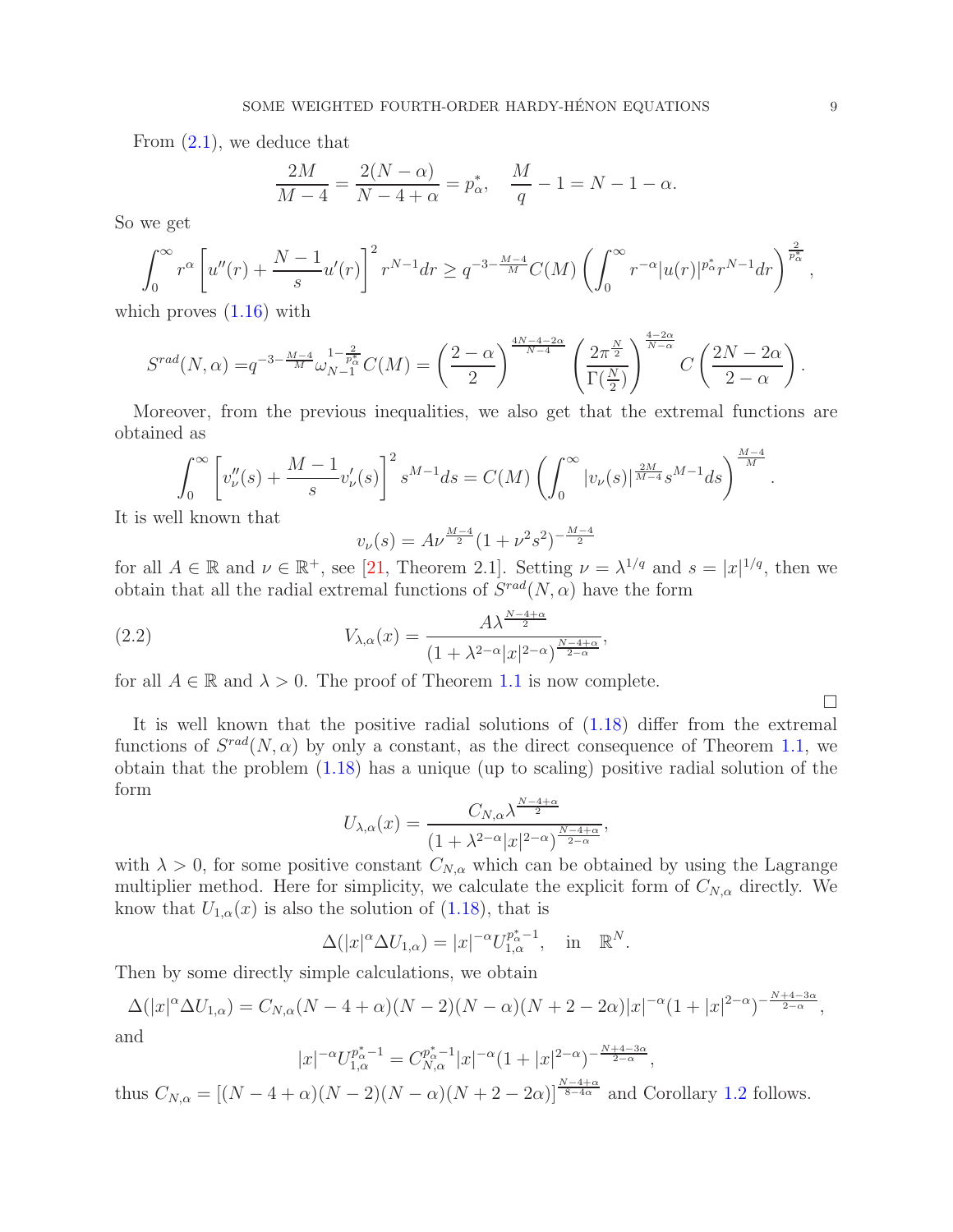From (2.1), we deduce that

$$\frac{2M}{M-4} = \frac{2(N-\alpha)}{N-4+\alpha} = p_\alpha^*, \quad \frac{M}{q} - 1 = N - 1 - \alpha.$$

So we get

$$\int_0^\infty r^\alpha \left[u''(r) + \frac{N-1}{s}u'(r)\right]^2 r^{N-1}dr \geq q^{-3-\frac{M-4}{M}} C(M) \left(\int_0^\infty r^{-\alpha}|u(r)|^{p_\alpha^*} r^{N-1}dr\right)^{\frac{2}{p_\alpha^*}},$$

which proves (1.16) with

$$S^{rad}(N,\alpha) = q^{-3-\frac{M-4}{M}} \omega_{N-1}^{1-\frac{2}{p_\alpha^*}} C(M) = \left(\frac{2-\alpha}{2}\right)^{\frac{4N-4-2\alpha}{N-4}} \left(\frac{2\pi^{\frac{N}{2}}}{\Gamma(\frac{N}{2})}\right)^{\frac{4-2\alpha}{N-\alpha}} C\left(\frac{2N-2\alpha}{2-\alpha}\right).$$

Moreover, from the previous inequalities, we also get that the extremal functions are obtained as

$$\int_0^\infty \left[v_\nu''(s) + \frac{M-1}{s}v_\nu'(s)\right]^2 s^{M-1}ds = C(M)\left(\int_0^\infty |v_\nu(s)|^{\frac{2M}{M-4}} s^{M-1}ds\right)^{\frac{M-4}{M}}.$$

It is well known that

$$v_\nu(s) = A\nu^{\frac{M-4}{2}}(1+\nu^2 s^2)^{-\frac{M-4}{2}}$$

for all $A \in \mathbb{R}$ and $\nu \in \mathbb{R}^+$, see [21, Theorem 2.1]. Setting $\nu = \lambda^{1/q}$ and $s = |x|^{1/q}$, then we obtain that all the radial extremal functions of $S^{rad}(N,\alpha)$ have the form

$$V_{\lambda,\alpha}(x) = \frac{A\lambda^{\frac{N-4+\alpha}{2}}}{(1+\lambda^{2-\alpha}|x|^{2-\alpha})^{\frac{N-4+\alpha}{2-\alpha}}}, \tag{2.2}$$

for all $A \in \mathbb{R}$ and $\lambda > 0$. The proof of Theorem 1.1 is now complete.

□

It is well known that the positive radial solutions of (1.18) differ from the extremal functions of $S^{rad}(N,\alpha)$ by only a constant, as the direct consequence of Theorem 1.1, we obtain that the problem (1.18) has a unique (up to scaling) positive radial solution of the form

$$U_{\lambda,\alpha}(x) = \frac{C_{N,\alpha}\lambda^{\frac{N-4+\alpha}{2}}}{(1+\lambda^{2-\alpha}|x|^{2-\alpha})^{\frac{N-4+\alpha}{2-\alpha}}},$$

with $\lambda > 0$, for some positive constant $C_{N,\alpha}$ which can be obtained by using the Lagrange multiplier method. Here for simplicity, we calculate the explicit form of $C_{N,\alpha}$ directly. We know that $U_{1,\alpha}(x)$ is also the solution of (1.18), that is

$$\Delta(|x|^\alpha \Delta U_{1,\alpha}) = |x|^{-\alpha} U_{1,\alpha}^{p_\alpha^*-1}, \quad \text{in} \quad \mathbb{R}^N.$$

Then by some directly simple calculations, we obtain

$$\Delta(|x|^\alpha \Delta U_{1,\alpha}) = C_{N,\alpha}(N-4+\alpha)(N-2)(N-\alpha)(N+2-2\alpha)|x|^{-\alpha}(1+|x|^{2-\alpha})^{-\frac{N+4-3\alpha}{2-\alpha}},$$

and

$$|x|^{-\alpha} U_{1,\alpha}^{p_\alpha^*-1} = C_{N,\alpha}^{p_\alpha^*-1}|x|^{-\alpha}(1+|x|^{2-\alpha})^{-\frac{N+4-3\alpha}{2-\alpha}},$$

thus $C_{N,\alpha} = [(N-4+\alpha)(N-2)(N-\alpha)(N+2-2\alpha)]^{\frac{N-4+\alpha}{8-4\alpha}}$ and Corollary 1.2 follows.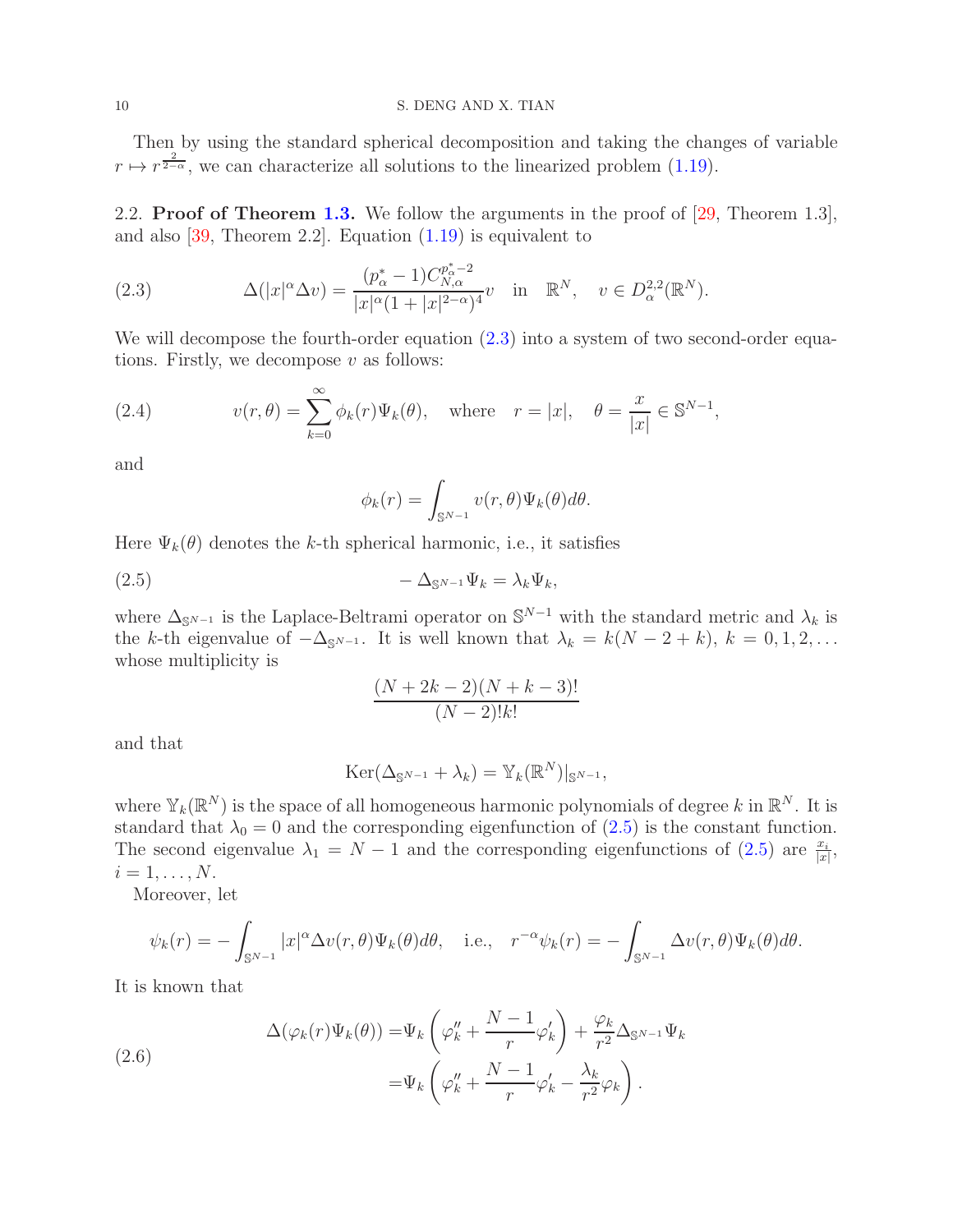Then by using the standard spherical decomposition and taking the changes of variable $r \mapsto r^{\frac{2}{2-\alpha}}$, we can characterize all solutions to the linearized problem (1.19).

2.2. **Proof of Theorem 1.3.** We follow the arguments in the proof of [29, Theorem 1.3], and also [39, Theorem 2.2]. Equation (1.19) is equivalent to

$$\Delta(|x|^\alpha \Delta v) = \frac{(p_\alpha^* - 1)C_{N,\alpha}^{p_\alpha^*-2}}{|x|^\alpha(1+|x|^{2-\alpha})^4} v \quad \text{in} \quad \mathbb{R}^N, \quad v \in D_\alpha^{2,2}(\mathbb{R}^N). \tag{2.3}$$

We will decompose the fourth-order equation (2.3) into a system of two second-order equations. Firstly, we decompose $v$ as follows:

$$v(r,\theta) = \sum_{k=0}^{\infty} \phi_k(r)\Psi_k(\theta), \quad \text{where} \quad r = |x|, \quad \theta = \frac{x}{|x|} \in \mathbb{S}^{N-1}, \tag{2.4}$$

and

$$\phi_k(r) = \int_{\mathbb{S}^{N-1}} v(r,\theta)\Psi_k(\theta)d\theta.$$

Here $\Psi_k(\theta)$ denotes the $k$-th spherical harmonic, i.e., it satisfies

$$-\Delta_{\mathbb{S}^{N-1}}\Psi_k = \lambda_k \Psi_k, \tag{2.5}$$

where $\Delta_{\mathbb{S}^{N-1}}$ is the Laplace-Beltrami operator on $\mathbb{S}^{N-1}$ with the standard metric and $\lambda_k$ is the $k$-th eigenvalue of $-\Delta_{\mathbb{S}^{N-1}}$. It is well known that $\lambda_k = k(N-2+k)$, $k = 0,1,2,\ldots$ whose multiplicity is

$$\frac{(N+2k-2)(N+k-3)!}{(N-2)!k!}$$

and that

$$\text{Ker}(\Delta_{\mathbb{S}^{N-1}} + \lambda_k) = \mathbb{Y}_k(\mathbb{R}^N)|_{\mathbb{S}^{N-1}},$$

where $\mathbb{Y}_k(\mathbb{R}^N)$ is the space of all homogeneous harmonic polynomials of degree $k$ in $\mathbb{R}^N$. It is standard that $\lambda_0 = 0$ and the corresponding eigenfunction of (2.5) is the constant function. The second eigenvalue $\lambda_1 = N-1$ and the corresponding eigenfunctions of (2.5) are $\frac{x_i}{|x|}$, $i = 1,\ldots,N$.

Moreover, let

$$\psi_k(r) = -\int_{\mathbb{S}^{N-1}} |x|^\alpha \Delta v(r,\theta)\Psi_k(\theta)d\theta, \quad \text{i.e.,} \quad r^{-\alpha}\psi_k(r) = -\int_{\mathbb{S}^{N-1}} \Delta v(r,\theta)\Psi_k(\theta)d\theta.$$

It is known that

$$\begin{aligned}\Delta(\varphi_k(r)\Psi_k(\theta)) &= \Psi_k\left(\varphi_k'' + \frac{N-1}{r}\varphi_k'\right) + \frac{\varphi_k}{r^2}\Delta_{\mathbb{S}^{N-1}}\Psi_k \\ &= \Psi_k\left(\varphi_k'' + \frac{N-1}{r}\varphi_k' - \frac{\lambda_k}{r^2}\varphi_k\right).\end{aligned} \tag{2.6}$$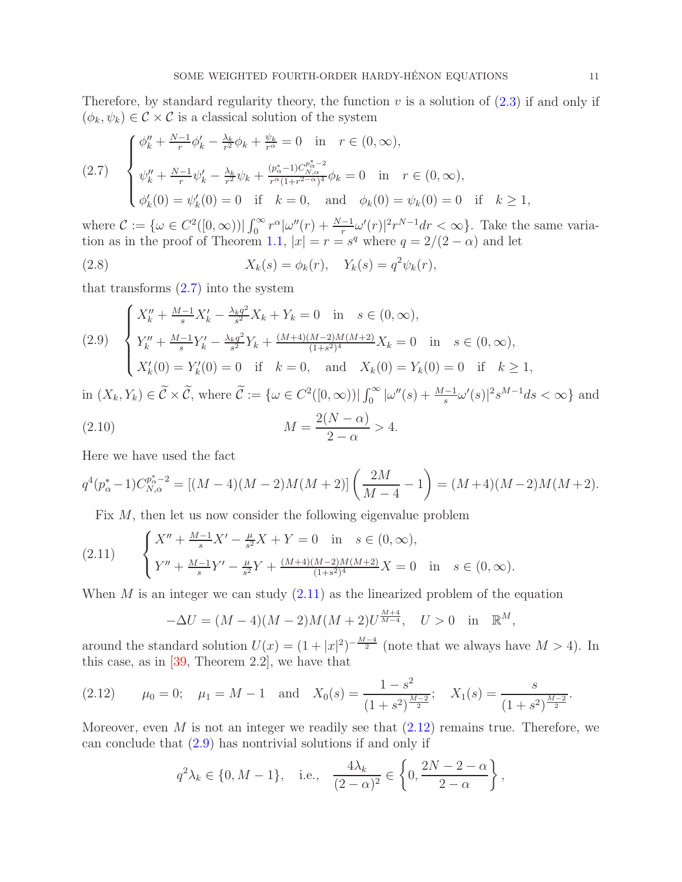Therefore, by standard regularity theory, the function $v$ is a solution of (2.3) if and only if $(\phi_k, \psi_k) \in \mathcal{C} \times \mathcal{C}$ is a classical solution of the system

$$
(2.7) \quad \begin{cases} \phi_k'' + \frac{N-1}{r}\phi_k' - \frac{\lambda_k}{r^2}\phi_k + \frac{\psi_k}{r^\alpha} = 0 \quad \text{in} \quad r \in (0, \infty), \\ \psi_k'' + \frac{N-1}{r}\psi_k' - \frac{\lambda_k}{r^2}\psi_k + \frac{(p_\alpha^* - 1)C_{N,\alpha}^{p_\alpha^* - 2}}{r^\alpha (1 + r^{2-\alpha})^4}\phi_k = 0 \quad \text{in} \quad r \in (0, \infty), \\ \phi_k'(0) = \psi_k'(0) = 0 \quad \text{if} \quad k = 0, \quad \text{and} \quad \phi_k(0) = \psi_k(0) = 0 \quad \text{if} \quad k \geq 1, \end{cases}
$$

where $\mathcal{C} := \{\omega \in C^2([0, \infty)) | \int_0^\infty r^\alpha |\omega''(r) + \frac{N-1}{r}\omega'(r)|^2 r^{N-1} dr < \infty\}$. Take the same variation as in the proof of Theorem 1.1, $|x| = r = s^q$ where $q = 2/(2-\alpha)$ and let

$$
(2.8) \qquad X_k(s) = \phi_k(r), \quad Y_k(s) = q^2 \psi_k(r),
$$

that transforms (2.7) into the system

$$
(2.9) \quad \begin{cases} X_k'' + \frac{M-1}{s}X_k' - \frac{\lambda_k q^2}{s^2}X_k + Y_k = 0 \quad \text{in} \quad s \in (0, \infty), \\ Y_k'' + \frac{M-1}{s}Y_k' - \frac{\lambda_k q^2}{s^2}Y_k + \frac{(M+4)(M-2)M(M+2)}{(1+s^2)^4}X_k = 0 \quad \text{in} \quad s \in (0, \infty), \\ X_k'(0) = Y_k'(0) = 0 \quad \text{if} \quad k = 0, \quad \text{and} \quad X_k(0) = Y_k(0) = 0 \quad \text{if} \quad k \geq 1, \end{cases}
$$

in $(X_k, Y_k) \in \widetilde{\mathcal{C}} \times \widetilde{\mathcal{C}}$, where $\widetilde{\mathcal{C}} := \{\omega \in C^2([0, \infty)) | \int_0^\infty |\omega''(s) + \frac{M-1}{s}\omega'(s)|^2 s^{M-1} ds < \infty\}$ and

$$
(2.10) \qquad M = \frac{2(N-\alpha)}{2-\alpha} > 4.
$$

Here we have used the fact

$$
q^4 (p_\alpha^* - 1) C_{N,\alpha}^{p_\alpha^* - 2} = [(M-4)(M-2)M(M+2)]\left(\frac{2M}{M-4} - 1\right) = (M+4)(M-2)M(M+2).
$$

Fix $M$, then let us now consider the following eigenvalue problem

$$
(2.11) \quad \begin{cases} X'' + \frac{M-1}{s}X' - \frac{\mu}{s^2}X + Y = 0 \quad \text{in} \quad s \in (0, \infty), \\ Y'' + \frac{M-1}{s}Y' - \frac{\mu}{s^2}Y + \frac{(M+4)(M-2)M(M+2)}{(1+s^2)^4}X = 0 \quad \text{in} \quad s \in (0, \infty). \end{cases}
$$

When $M$ is an integer we can study (2.11) as the linearized problem of the equation

$$
-\Delta U = (M-4)(M-2)M(M+2)U^{\frac{M+4}{M-4}}, \quad U > 0 \quad \text{in} \quad \mathbb{R}^M,
$$

around the standard solution $U(x) = (1+|x|^2)^{-\frac{M-4}{2}}$ (note that we always have $M > 4$). In this case, as in [39, Theorem 2.2], we have that

$$
(2.12) \qquad \mu_0 = 0; \quad \mu_1 = M - 1 \quad \text{and} \quad X_0(s) = \frac{1-s^2}{(1+s^2)^{\frac{M-2}{2}}}; \quad X_1(s) = \frac{s}{(1+s^2)^{\frac{M-2}{2}}}.
$$

Moreover, even $M$ is not an integer we readily see that (2.12) remains true. Therefore, we can conclude that (2.9) has nontrivial solutions if and only if

$$
q^2 \lambda_k \in \{0, M-1\}, \quad \text{i.e.,} \quad \frac{4\lambda_k}{(2-\alpha)^2} \in \left\{0, \frac{2N-2-\alpha}{2-\alpha}\right\},
$$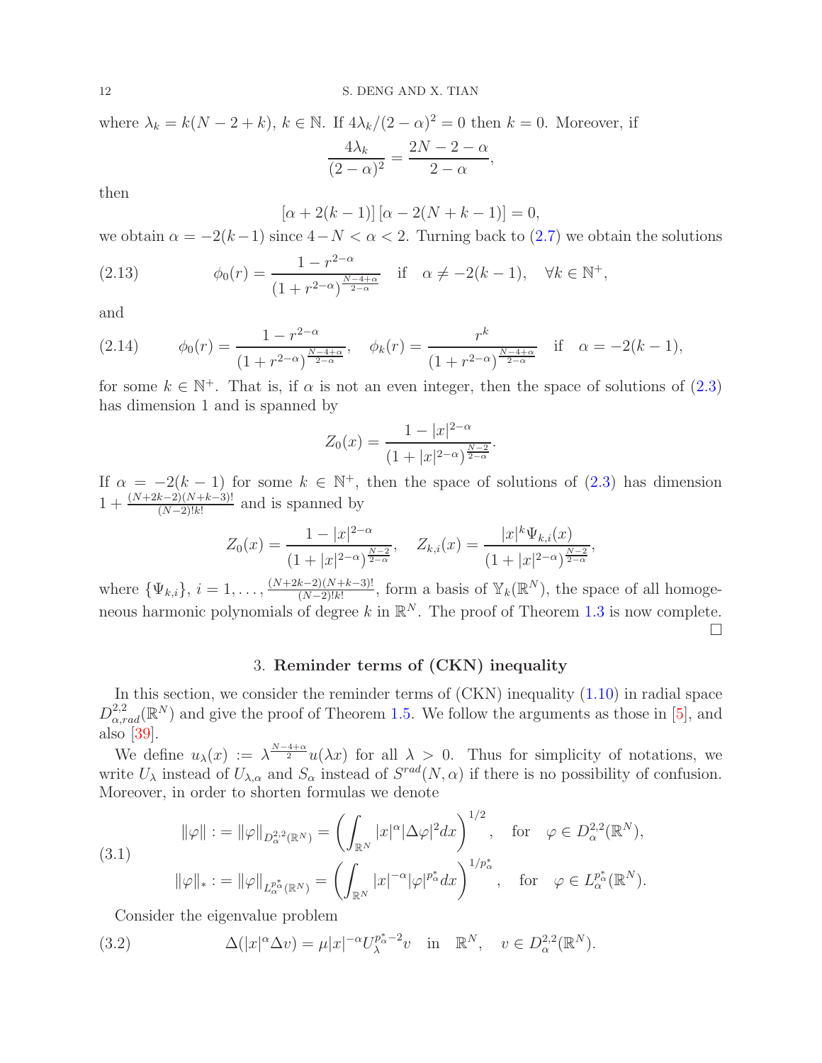where $\lambda_k = k(N-2+k)$, $k \in \mathbb{N}$. If $4\lambda_k/(2-\alpha)^2 = 0$ then $k=0$. Moreover, if

$$\frac{4\lambda_k}{(2-\alpha)^2} = \frac{2N-2-\alpha}{2-\alpha},$$

then

$$[\alpha + 2(k-1)]\,[\alpha - 2(N+k-1)] = 0,$$

we obtain $\alpha = -2(k-1)$ since $4-N < \alpha < 2$. Turning back to (2.7) we obtain the solutions

$$\phi_0(r) = \frac{1-r^{2-\alpha}}{(1+r^{2-\alpha})^{\frac{N-4+\alpha}{2-\alpha}}} \quad \text{if} \quad \alpha \neq -2(k-1), \quad \forall k \in \mathbb{N}^+, \tag{2.13}$$

and

$$\phi_0(r) = \frac{1-r^{2-\alpha}}{(1+r^{2-\alpha})^{\frac{N-4+\alpha}{2-\alpha}}}, \quad \phi_k(r) = \frac{r^k}{(1+r^{2-\alpha})^{\frac{N-4+\alpha}{2-\alpha}}} \quad \text{if} \quad \alpha = -2(k-1), \tag{2.14}$$

for some $k \in \mathbb{N}^+$. That is, if $\alpha$ is not an even integer, then the space of solutions of (2.3) has dimension 1 and is spanned by

$$Z_0(x) = \frac{1-|x|^{2-\alpha}}{(1+|x|^{2-\alpha})^{\frac{N-2}{2-\alpha}}}.$$

If $\alpha = -2(k-1)$ for some $k \in \mathbb{N}^+$, then the space of solutions of (2.3) has dimension $1 + \frac{(N+2k-2)(N+k-3)!}{(N-2)!k!}$ and is spanned by

$$Z_0(x) = \frac{1-|x|^{2-\alpha}}{(1+|x|^{2-\alpha})^{\frac{N-2}{2-\alpha}}}, \quad Z_{k,i}(x) = \frac{|x|^k \Psi_{k,i}(x)}{(1+|x|^{2-\alpha})^{\frac{N-2}{2-\alpha}}},$$

where $\{\Psi_{k,i}\}$, $i = 1, \ldots, \frac{(N+2k-2)(N+k-3)!}{(N-2)!k!}$, form a basis of $\mathbb{Y}_k(\mathbb{R}^N)$, the space of all homogeneous harmonic polynomials of degree $k$ in $\mathbb{R}^N$. The proof of Theorem 1.3 is now complete. □

## 3. Reminder terms of (CKN) inequality

In this section, we consider the reminder terms of (CKN) inequality (1.10) in radial space $D^{2,2}_{\alpha,rad}(\mathbb{R}^N)$ and give the proof of Theorem 1.5. We follow the arguments as those in [5], and also [39].

We define $u_\lambda(x) := \lambda^{\frac{N-4+\alpha}{2}} u(\lambda x)$ for all $\lambda > 0$. Thus for simplicity of notations, we write $U_\lambda$ instead of $U_{\lambda,\alpha}$ and $S_\alpha$ instead of $S^{rad}(N,\alpha)$ if there is no possibility of confusion. Moreover, in order to shorten formulas we denote

$$\begin{aligned}
\|\varphi\| &:= \|\varphi\|_{D^{2,2}_\alpha(\mathbb{R}^N)} = \left(\int_{\mathbb{R}^N} |x|^\alpha |\Delta\varphi|^2 dx\right)^{1/2}, \quad \text{for} \quad \varphi \in D^{2,2}_\alpha(\mathbb{R}^N), \\
\|\varphi\|_* &:= \|\varphi\|_{L^{p^*_\alpha}_\alpha(\mathbb{R}^N)} = \left(\int_{\mathbb{R}^N} |x|^{-\alpha} |\varphi|^{p^*_\alpha} dx\right)^{1/p^*_\alpha}, \quad \text{for} \quad \varphi \in L^{p^*_\alpha}_\alpha(\mathbb{R}^N).
\end{aligned} \tag{3.1}$$

Consider the eigenvalue problem

$$\Delta(|x|^\alpha \Delta v) = \mu |x|^{-\alpha} U_\lambda^{p^*_\alpha - 2} v \quad \text{in} \quad \mathbb{R}^N, \quad v \in D^{2,2}_\alpha(\mathbb{R}^N). \tag{3.2}$$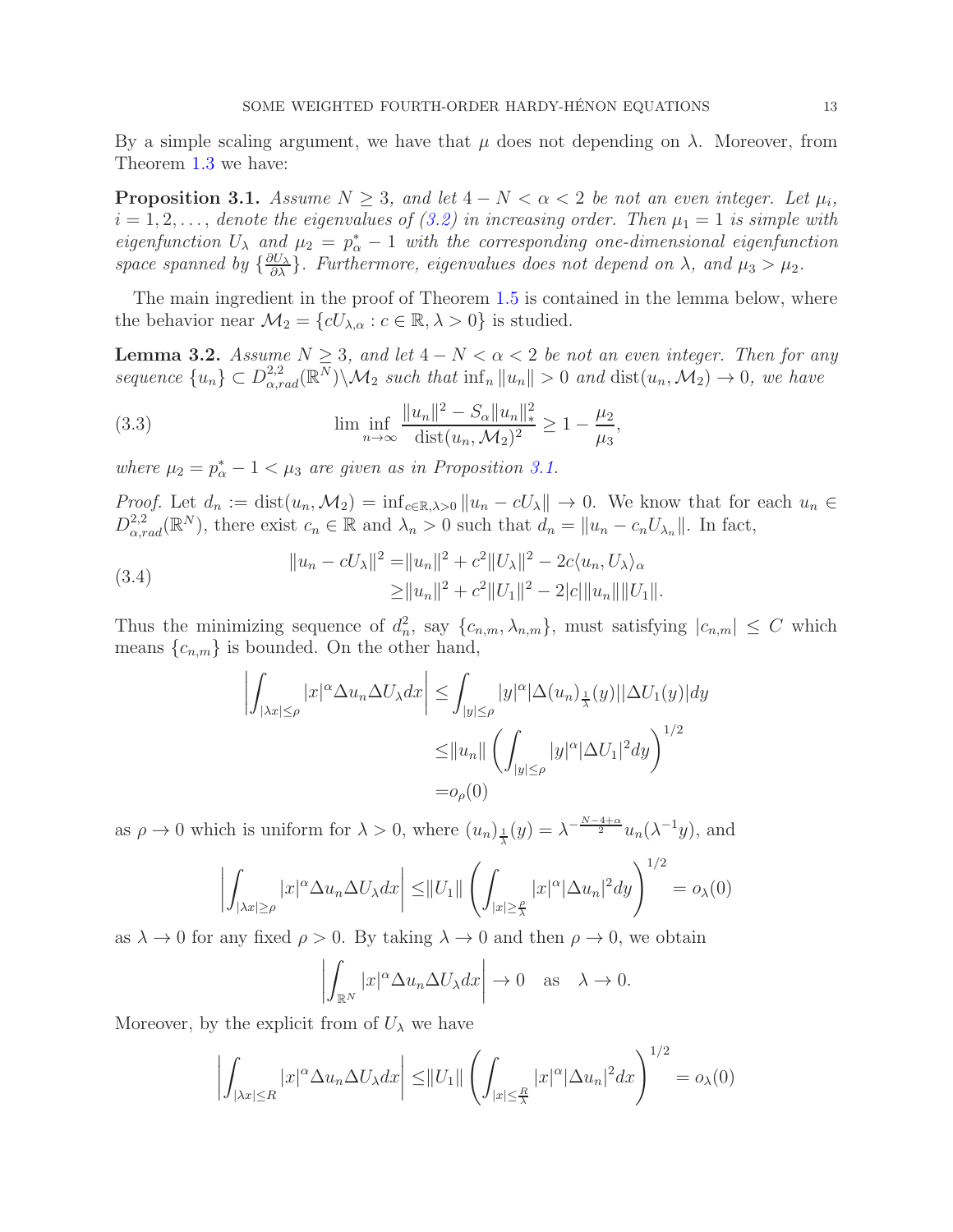By a simple scaling argument, we have that $\mu$ does not depending on $\lambda$. Moreover, from Theorem 1.3 we have:

**Proposition 3.1.** *Assume $N \geq 3$, and let $4 - N < \alpha < 2$ be not an even integer. Let $\mu_i$, $i = 1, 2, \ldots$, denote the eigenvalues of (3.2) in increasing order. Then $\mu_1 = 1$ is simple with eigenfunction $U_\lambda$ and $\mu_2 = p_\alpha^* - 1$ with the corresponding one-dimensional eigenfunction space spanned by $\{\frac{\partial U_\lambda}{\partial \lambda}\}$. Furthermore, eigenvalues does not depend on $\lambda$, and $\mu_3 > \mu_2$.*

The main ingredient in the proof of Theorem 1.5 is contained in the lemma below, where the behavior near $\mathcal{M}_2 = \{cU_{\lambda,\alpha} : c \in \mathbb{R}, \lambda > 0\}$ is studied.

**Lemma 3.2.** *Assume $N \geq 3$, and let $4 - N < \alpha < 2$ be not an even integer. Then for any sequence $\{u_n\} \subset D^{2,2}_{\alpha,rad}(\mathbb{R}^N) \backslash \mathcal{M}_2$ such that $\inf_n \|u_n\| > 0$ and $\mathrm{dist}(u_n, \mathcal{M}_2) \to 0$, we have*

$$\liminf_{n\to\infty} \frac{\|u_n\|^2 - S_\alpha \|u_n\|_*^2}{\mathrm{dist}(u_n, \mathcal{M}_2)^2} \geq 1 - \frac{\mu_2}{\mu_3}, \tag{3.3}$$

*where $\mu_2 = p_\alpha^* - 1 < \mu_3$ are given as in Proposition 3.1.*

*Proof.* Let $d_n := \mathrm{dist}(u_n, \mathcal{M}_2) = \inf_{c\in\mathbb{R},\lambda>0} \|u_n - cU_\lambda\| \to 0$. We know that for each $u_n \in D^{2,2}_{\alpha,rad}(\mathbb{R}^N)$, there exist $c_n \in \mathbb{R}$ and $\lambda_n > 0$ such that $d_n = \|u_n - c_n U_{\lambda_n}\|$. In fact,

$$\begin{aligned} \|u_n - cU_\lambda\|^2 =& \|u_n\|^2 + c^2\|U_\lambda\|^2 - 2c\langle u_n, U_\lambda\rangle_\alpha \\ \geq& \|u_n\|^2 + c^2\|U_1\|^2 - 2|c|\|u_n\|\|U_1\|. \end{aligned} \tag{3.4}$$

Thus the minimizing sequence of $d_n^2$, say $\{c_{n,m}, \lambda_{n,m}\}$, must satisfying $|c_{n,m}| \leq C$ which means $\{c_{n,m}\}$ is bounded. On the other hand,

$$\begin{aligned} \left|\int_{|\lambda x|\leq\rho} |x|^\alpha \Delta u_n \Delta U_\lambda dx\right| \leq& \int_{|y|\leq\rho} |y|^\alpha |\Delta(u_n)_{\frac{1}{\lambda}}(y)||\Delta U_1(y)|dy \\ \leq& \|u_n\| \left(\int_{|y|\leq\rho} |y|^\alpha |\Delta U_1|^2 dy\right)^{1/2} \\ =& o_\rho(0) \end{aligned}$$

as $\rho \to 0$ which is uniform for $\lambda > 0$, where $(u_n)_{\frac{1}{\lambda}}(y) = \lambda^{-\frac{N-4+\alpha}{2}} u_n(\lambda^{-1}y)$, and

$$\left|\int_{|\lambda x|\geq\rho} |x|^\alpha \Delta u_n \Delta U_\lambda dx\right| \leq \|U_1\| \left(\int_{|x|\geq\frac{\rho}{\lambda}} |x|^\alpha |\Delta u_n|^2 dy\right)^{1/2} = o_\lambda(0)$$

as $\lambda \to 0$ for any fixed $\rho > 0$. By taking $\lambda \to 0$ and then $\rho \to 0$, we obtain

$$\left|\int_{\mathbb{R}^N} |x|^\alpha \Delta u_n \Delta U_\lambda dx\right| \to 0 \quad \text{as} \quad \lambda \to 0.$$

Moreover, by the explicit from of $U_\lambda$ we have

$$\left|\int_{|\lambda x|\leq R} |x|^\alpha \Delta u_n \Delta U_\lambda dx\right| \leq \|U_1\| \left(\int_{|x|\leq\frac{R}{\lambda}} |x|^\alpha |\Delta u_n|^2 dx\right)^{1/2} = o_\lambda(0)$$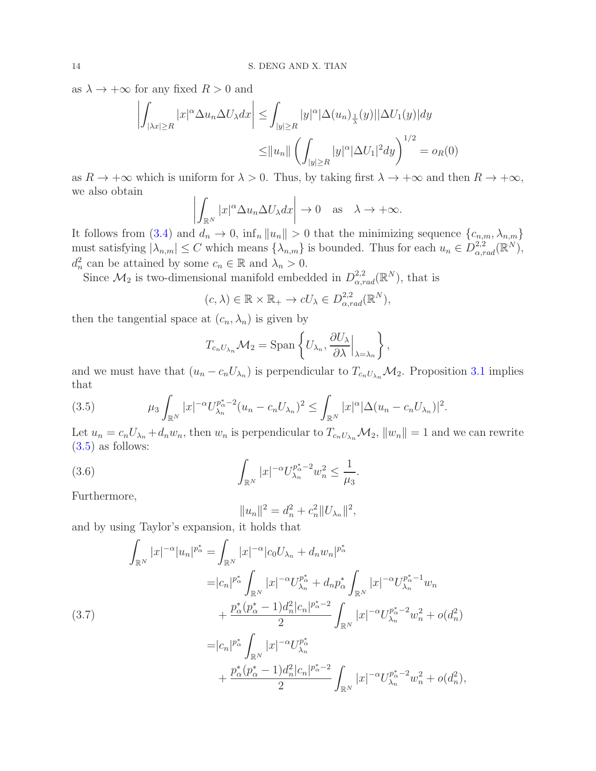as $\lambda \to +\infty$ for any fixed $R > 0$ and

$$\left|\int_{|\lambda x|\geq R} |x|^{\alpha} \Delta u_n \Delta U_\lambda dx\right| \leq \int_{|y|\geq R} |y|^{\alpha} |\Delta (u_n)_{\frac{1}{\lambda}}(y)||\Delta U_1(y)|dy$$

$$\leq \|u_n\| \left(\int_{|y|\geq R} |y|^{\alpha} |\Delta U_1|^2 dy\right)^{1/2} = o_R(0)$$

as $R \to +\infty$ which is uniform for $\lambda > 0$. Thus, by taking first $\lambda \to +\infty$ and then $R \to +\infty$, we also obtain

$$\left|\int_{\mathbb{R}^N} |x|^{\alpha} \Delta u_n \Delta U_\lambda dx\right| \to 0 \quad \text{as} \quad \lambda \to +\infty.$$

It follows from (3.4) and $d_n \to 0$, $\inf_n \|u_n\| > 0$ that the minimizing sequence $\{c_{n,m}, \lambda_{n,m}\}$ must satisfying $|\lambda_{n,m}| \leq C$ which means $\{\lambda_{n,m}\}$ is bounded. Thus for each $u_n \in D^{2,2}_{\alpha,rad}(\mathbb{R}^N)$, $d_n^2$ can be attained by some $c_n \in \mathbb{R}$ and $\lambda_n > 0$.

Since $\mathcal{M}_2$ is two-dimensional manifold embedded in $D^{2,2}_{\alpha,rad}(\mathbb{R}^N)$, that is

$$(c, \lambda) \in \mathbb{R} \times \mathbb{R}_+ \to cU_\lambda \in D^{2,2}_{\alpha,rad}(\mathbb{R}^N),$$

then the tangential space at $(c_n, \lambda_n)$ is given by

$$T_{c_n U_{\lambda_n}} \mathcal{M}_2 = \text{Span}\left\{U_{\lambda_n}, \frac{\partial U_\lambda}{\partial \lambda}\Big|_{\lambda=\lambda_n}\right\},$$

and we must have that $(u_n - c_n U_{\lambda_n})$ is perpendicular to $T_{c_n U_{\lambda_n}} \mathcal{M}_2$. Proposition 3.1 implies that

$$\mu_3 \int_{\mathbb{R}^N} |x|^{-\alpha} U_{\lambda_n}^{p^*_\alpha - 2}(u_n - c_n U_{\lambda_n})^2 \leq \int_{\mathbb{R}^N} |x|^{\alpha} |\Delta (u_n - c_n U_{\lambda_n})|^2. \tag{3.5}$$

Let $u_n = c_n U_{\lambda_n} + d_n w_n$, then $w_n$ is perpendicular to $T_{c_n U_{\lambda_n}} \mathcal{M}_2$, $\|w_n\| = 1$ and we can rewrite (3.5) as follows:

$$\int_{\mathbb{R}^N} |x|^{-\alpha} U_{\lambda_n}^{p^*_\alpha - 2} w_n^2 \leq \frac{1}{\mu_3}. \tag{3.6}$$

Furthermore,

$$\|u_n\|^2 = d_n^2 + c_n^2 \|U_{\lambda_n}\|^2,$$

and by using Taylor's expansion, it holds that

$$\begin{aligned}
\int_{\mathbb{R}^N} |x|^{-\alpha} |u_n|^{p^*_\alpha} =& \int_{\mathbb{R}^N} |x|^{-\alpha} |c_0 U_{\lambda_n} + d_n w_n|^{p^*_\alpha} \\
=& |c_n|^{p^*_\alpha} \int_{\mathbb{R}^N} |x|^{-\alpha} U_{\lambda_n}^{p^*_\alpha} + d_n p^*_\alpha \int_{\mathbb{R}^N} |x|^{-\alpha} U_{\lambda_n}^{p^*_\alpha - 1} w_n \\
&+ \frac{p^*_\alpha (p^*_\alpha - 1) d_n^2 |c_n|^{p^*_\alpha - 2}}{2} \int_{\mathbb{R}^N} |x|^{-\alpha} U_{\lambda_n}^{p^*_\alpha - 2} w_n^2 + o(d_n^2) \\
=& |c_n|^{p^*_\alpha} \int_{\mathbb{R}^N} |x|^{-\alpha} U_{\lambda_n}^{p^*_\alpha} \\
&+ \frac{p^*_\alpha (p^*_\alpha - 1) d_n^2 |c_n|^{p^*_\alpha - 2}}{2} \int_{\mathbb{R}^N} |x|^{-\alpha} U_{\lambda_n}^{p^*_\alpha - 2} w_n^2 + o(d_n^2),
\end{aligned} \tag{3.7}$$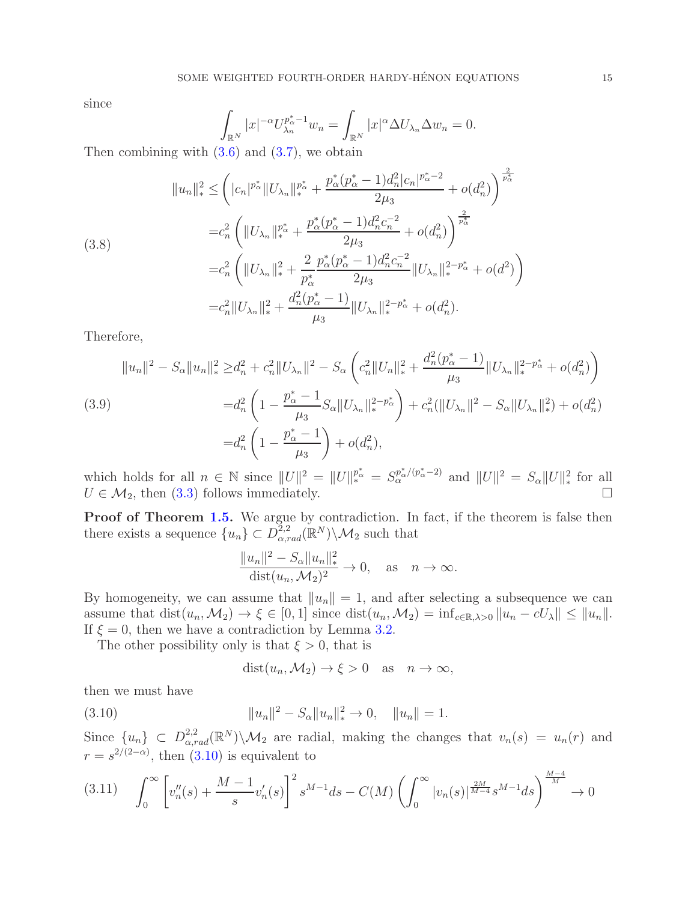since

$$\int_{\mathbb{R}^N} |x|^{-\alpha} U_{\lambda_n}^{p_\alpha^*-1} w_n = \int_{\mathbb{R}^N} |x|^\alpha \Delta U_{\lambda_n} \Delta w_n = 0.$$

Then combining with (3.6) and (3.7), we obtain

$$\begin{aligned}
\|u_n\|_*^2 \leq & \left( |c_n|^{p_\alpha^*} \|U_{\lambda_n}\|_*^{p_\alpha^*} + \frac{p_\alpha^*(p_\alpha^*-1)d_n^2 |c_n|^{p_\alpha^*-2}}{2\mu_3} + o(d_n^2) \right)^{\frac{2}{p_\alpha^*}} \\
= & c_n^2 \left( \|U_{\lambda_n}\|_*^{p_\alpha^*} + \frac{p_\alpha^*(p_\alpha^*-1)d_n^2 c_n^{-2}}{2\mu_3} + o(d_n^2) \right)^{\frac{2}{p_\alpha^*}} \\
= & c_n^2 \left( \|U_{\lambda_n}\|_*^2 + \frac{2}{p_\alpha^*} \frac{p_\alpha^*(p_\alpha^*-1)d_n^2 c_n^{-2}}{2\mu_3} \|U_{\lambda_n}\|_*^{2-p_\alpha^*} + o(d^2) \right) \\
= & c_n^2 \|U_{\lambda_n}\|_*^2 + \frac{d_n^2(p_\alpha^*-1)}{\mu_3} \|U_{\lambda_n}\|_*^{2-p_\alpha^*} + o(d_n^2).
\end{aligned} \tag{3.8}$$

Therefore,

$$\begin{aligned}
\|u_n\|^2 - S_\alpha \|u_n\|_*^2 \geq & d_n^2 + c_n^2 \|U_{\lambda_n}\|^2 - S_\alpha \left( c_n^2 \|U_n\|_*^2 + \frac{d_n^2(p_\alpha^*-1)}{\mu_3} \|U_{\lambda_n}\|_*^{2-p_\alpha^*} + o(d_n^2) \right) \\
= & d_n^2 \left( 1 - \frac{p_\alpha^*-1}{\mu_3} S_\alpha \|U_{\lambda_n}\|_*^{2-p_\alpha^*} \right) + c_n^2 (\|U_{\lambda_n}\|^2 - S_\alpha \|U_{\lambda_n}\|_*^2) + o(d_n^2) \\
= & d_n^2 \left( 1 - \frac{p_\alpha^*-1}{\mu_3} \right) + o(d_n^2),
\end{aligned} \tag{3.9}$$

which holds for all $n \in \mathbb{N}$ since $\|U\|^2 = \|U\|_*^{p_\alpha^*} = S_\alpha^{p_\alpha^*/(p_\alpha^*-2)}$ and $\|U\|^2 = S_\alpha \|U\|_*^2$ for all $U \in \mathcal{M}_2$, then (3.3) follows immediately. $\square$

**Proof of Theorem 1.5.** We argue by contradiction. In fact, if the theorem is false then there exists a sequence $\{u_n\} \subset D_{\alpha,rad}^{2,2}(\mathbb{R}^N) \backslash \mathcal{M}_2$ such that

$$\frac{\|u_n\|^2 - S_\alpha \|u_n\|_*^2}{\mathrm{dist}(u_n, \mathcal{M}_2)^2} \to 0, \quad \text{as} \quad n \to \infty.$$

By homogeneity, we can assume that $\|u_n\| = 1$, and after selecting a subsequence we can assume that $\mathrm{dist}(u_n, \mathcal{M}_2) \to \xi \in [0,1]$ since $\mathrm{dist}(u_n, \mathcal{M}_2) = \inf_{c \in \mathbb{R}, \lambda > 0} \|u_n - cU_\lambda\| \leq \|u_n\|$. If $\xi = 0$, then we have a contradiction by Lemma 3.2.

The other possibility only is that $\xi > 0$, that is

$$\mathrm{dist}(u_n, \mathcal{M}_2) \to \xi > 0 \quad \text{as} \quad n \to \infty,$$

then we must have

$$\|u_n\|^2 - S_\alpha \|u_n\|_*^2 \to 0, \quad \|u_n\| = 1. \tag{3.10}$$

Since $\{u_n\} \subset D_{\alpha,rad}^{2,2}(\mathbb{R}^N) \backslash \mathcal{M}_2$ are radial, making the changes that $v_n(s) = u_n(r)$ and $r = s^{2/(2-\alpha)}$, then (3.10) is equivalent to

$$\int_0^\infty \left[ v_n''(s) + \frac{M-1}{s} v_n'(s) \right]^2 s^{M-1} ds - C(M) \left( \int_0^\infty |v_n(s)|^{\frac{2M}{M-4}} s^{M-1} ds \right)^{\frac{M-4}{M}} \to 0 \tag{3.11}$$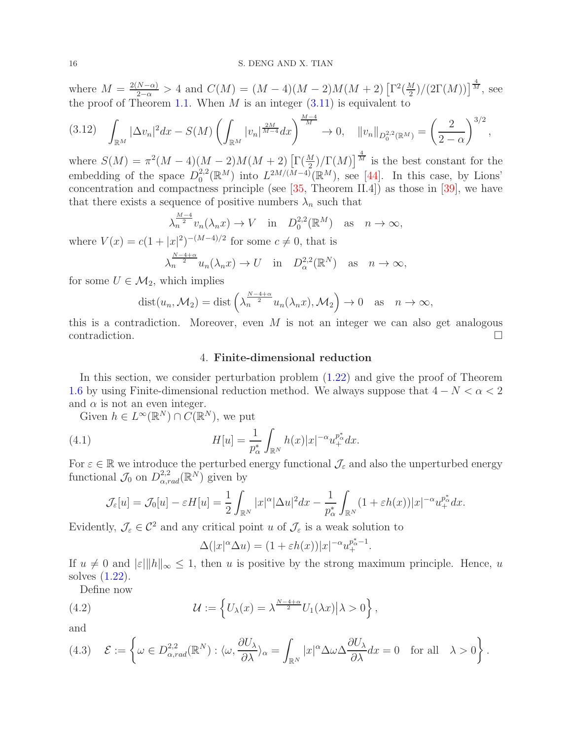where $M=\frac{2(N-\alpha)}{2-\alpha}>4$ and $C(M)=(M-4)(M-2)M(M+2)\left[\Gamma^2(\frac{M}{2})/(2\Gamma(M))\right]^{\frac{4}{M}}$, see the proof of Theorem 1.1. When $M$ is an integer (3.11) is equivalent to

$$
\int_{\mathbb{R}^M}|\Delta v_n|^2dx-S(M)\left(\int_{\mathbb{R}^M}|v_n|^{\frac{2M}{M-4}}dx\right)^{\frac{M-4}{M}}\to 0,\quad \|v_n\|_{D_0^{2,2}(\mathbb{R}^M)}=\left(\frac{2}{2-\alpha}\right)^{3/2}, \tag{3.12}
$$

where $S(M)=\pi^2(M-4)(M-2)M(M+2)\left[\Gamma(\frac{M}{2})/\Gamma(M)\right]^{\frac{4}{M}}$ is the best constant for the embedding of the space $D_0^{2,2}(\mathbb{R}^M)$ into $L^{2M/(M-4)}(\mathbb{R}^M)$, see [44]. In this case, by Lions' concentration and compactness principle (see [35, Theorem II.4]) as those in [39], we have that there exists a sequence of positive numbers $\lambda_n$ such that

$$
\lambda_n^{\frac{M-4}{2}}v_n(\lambda_n x)\to V \quad \text{in} \quad D_0^{2,2}(\mathbb{R}^M) \quad \text{as} \quad n\to\infty,
$$

where $V(x)=c(1+|x|^2)^{-(M-4)/2}$ for some $c\neq 0$, that is

$$
\lambda_n^{\frac{N-4+\alpha}{2}}u_n(\lambda_n x)\to U \quad \text{in} \quad D_\alpha^{2,2}(\mathbb{R}^N) \quad \text{as} \quad n\to\infty,
$$

for some $U\in\mathcal{M}_2$, which implies

$$
\mathrm{dist}(u_n,\mathcal{M}_2)=\mathrm{dist}\left(\lambda_n^{\frac{N-4+\alpha}{2}}u_n(\lambda_n x),\mathcal{M}_2\right)\to 0 \quad \text{as} \quad n\to\infty,
$$

this is a contradiction. Moreover, even $M$ is not an integer we can also get analogous contradiction. $\square$

## 4. Finite-dimensional reduction

In this section, we consider perturbation problem (1.22) and give the proof of Theorem 1.6 by using Finite-dimensional reduction method. We always suppose that $4-N<\alpha<2$ and $\alpha$ is not an even integer.

Given $h\in L^\infty(\mathbb{R}^N)\cap C(\mathbb{R}^N)$, we put

$$
H[u]=\frac{1}{p_\alpha^*}\int_{\mathbb{R}^N}h(x)|x|^{-\alpha}u_+^{p_\alpha^*}dx. \tag{4.1}
$$

For $\varepsilon\in\mathbb{R}$ we introduce the perturbed energy functional $\mathcal{J}_\varepsilon$ and also the unperturbed energy functional $\mathcal{J}_0$ on $D_{\alpha,rad}^{2,2}(\mathbb{R}^N)$ given by

$$
\mathcal{J}_\varepsilon[u]=\mathcal{J}_0[u]-\varepsilon H[u]=\frac{1}{2}\int_{\mathbb{R}^N}|x|^\alpha|\Delta u|^2dx-\frac{1}{p_\alpha^*}\int_{\mathbb{R}^N}(1+\varepsilon h(x))|x|^{-\alpha}u_+^{p_\alpha^*}dx.
$$

Evidently, $\mathcal{J}_\varepsilon\in\mathcal{C}^2$ and any critical point $u$ of $\mathcal{J}_\varepsilon$ is a weak solution to

$$
\Delta(|x|^\alpha\Delta u)=(1+\varepsilon h(x))|x|^{-\alpha}u_+^{p_\alpha^*-1}.
$$

If $u\neq 0$ and $|\varepsilon|\|h\|_\infty\leq 1$, then $u$ is positive by the strong maximum principle. Hence, $u$ solves (1.22).

Define now

$$
\mathcal{U}:=\left\{U_\lambda(x)=\lambda^{\frac{N-4+\alpha}{2}}U_1(\lambda x)\big|\lambda>0\right\}, \tag{4.2}
$$

and

$$
\mathcal{E}:=\left\{\omega\in D_{\alpha,rad}^{2,2}(\mathbb{R}^N):\langle\omega,\frac{\partial U_\lambda}{\partial\lambda}\rangle_\alpha=\int_{\mathbb{R}^N}|x|^\alpha\Delta\omega\Delta\frac{\partial U_\lambda}{\partial\lambda}dx=0\quad\text{for all}\quad\lambda>0\right\}. \tag{4.3}
$$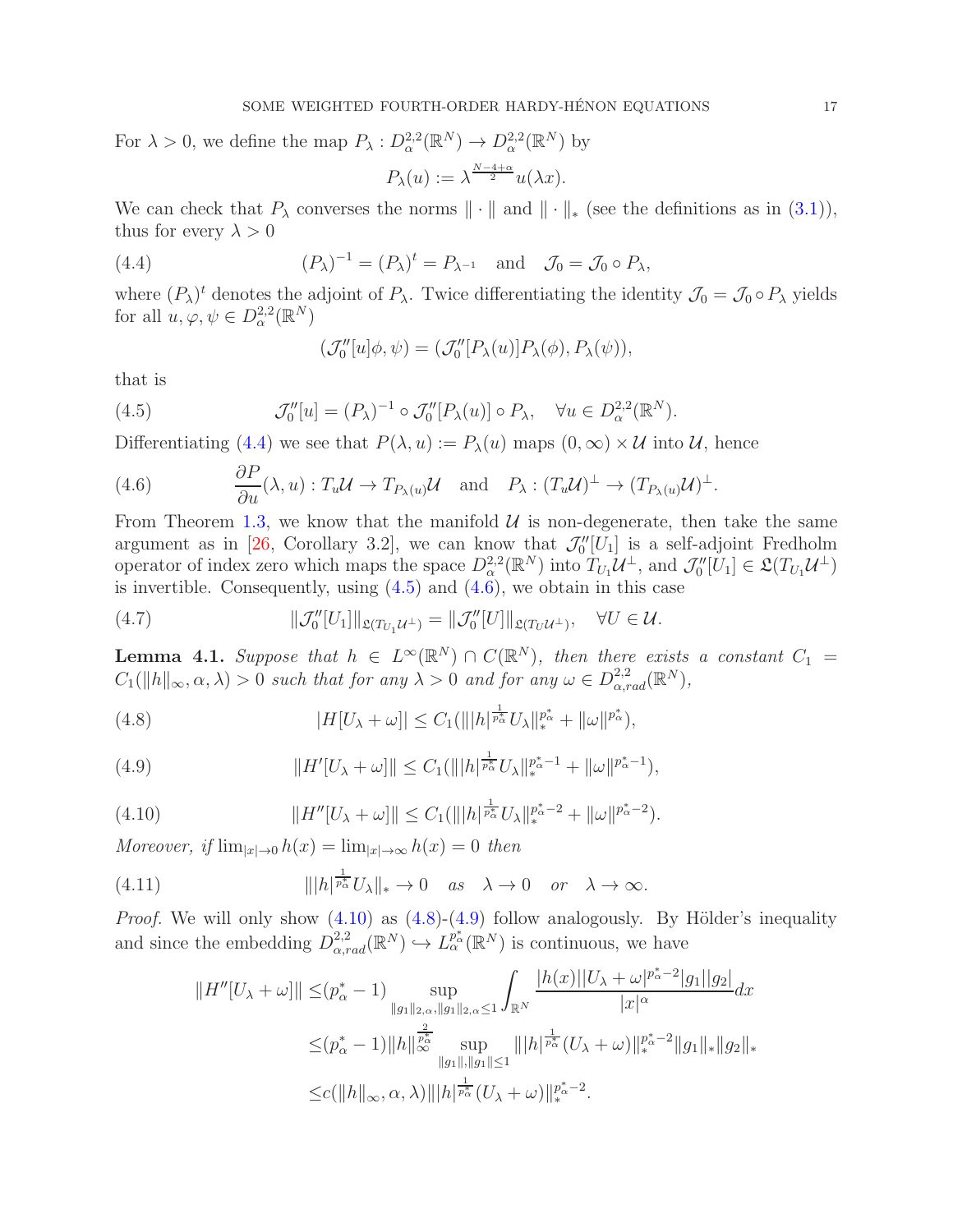For $\lambda > 0$, we define the map $P_\lambda : D^{2,2}_\alpha(\mathbb{R}^N) \to D^{2,2}_\alpha(\mathbb{R}^N)$ by

$$P_\lambda(u) := \lambda^{\frac{N-4+\alpha}{2}} u(\lambda x).$$

We can check that $P_\lambda$ converses the norms $\|\cdot\|$ and $\|\cdot\|_*$ (see the definitions as in (3.1)), thus for every $\lambda > 0$

$$(P_\lambda)^{-1} = (P_\lambda)^t = P_{\lambda^{-1}} \quad \text{and} \quad \mathcal{J}_0 = \mathcal{J}_0 \circ P_\lambda, \tag{4.4}$$

where $(P_\lambda)^t$ denotes the adjoint of $P_\lambda$. Twice differentiating the identity $\mathcal{J}_0 = \mathcal{J}_0 \circ P_\lambda$ yields for all $u, \varphi, \psi \in D^{2,2}_\alpha(\mathbb{R}^N)$

$$(\mathcal{J}_0''[u]\phi, \psi) = (\mathcal{J}_0''[P_\lambda(u)]P_\lambda(\phi), P_\lambda(\psi)),$$

that is

$$\mathcal{J}_0''[u] = (P_\lambda)^{-1} \circ \mathcal{J}_0''[P_\lambda(u)] \circ P_\lambda, \quad \forall u \in D^{2,2}_\alpha(\mathbb{R}^N). \tag{4.5}$$

Differentiating (4.4) we see that $P(\lambda, u) := P_\lambda(u)$ maps $(0,\infty) \times \mathcal{U}$ into $\mathcal{U}$, hence

$$\frac{\partial P}{\partial u}(\lambda, u) : T_u\mathcal{U} \to T_{P_\lambda(u)}\mathcal{U} \quad \text{and} \quad P_\lambda : (T_u\mathcal{U})^\perp \to (T_{P_\lambda(u)}\mathcal{U})^\perp. \tag{4.6}$$

From Theorem 1.3, we know that the manifold $\mathcal{U}$ is non-degenerate, then take the same argument as in [26, Corollary 3.2], we can know that $\mathcal{J}_0''[U_1]$ is a self-adjoint Fredholm operator of index zero which maps the space $D^{2,2}_\alpha(\mathbb{R}^N)$ into $T_{U_1}\mathcal{U}^\perp$, and $\mathcal{J}_0''[U_1] \in \mathfrak{L}(T_{U_1}\mathcal{U}^\perp)$ is invertible. Consequently, using (4.5) and (4.6), we obtain in this case

$$\|\mathcal{J}_0''[U_1]\|_{\mathfrak{L}(T_{U_1}\mathcal{U}^\perp)} = \|\mathcal{J}_0''[U]\|_{\mathfrak{L}(T_U\mathcal{U}^\perp)}, \quad \forall U \in \mathcal{U}. \tag{4.7}$$

**Lemma 4.1.** *Suppose that $h \in L^\infty(\mathbb{R}^N) \cap C(\mathbb{R}^N)$, then there exists a constant $C_1 = C_1(\|h\|_\infty, \alpha, \lambda) > 0$ such that for any $\lambda > 0$ and for any $\omega \in D^{2,2}_{\alpha,rad}(\mathbb{R}^N)$,*

$$|H[U_\lambda + \omega]| \leq C_1(\||h|^{\frac{1}{p^*_\alpha}} U_\lambda\|_*^{p^*_\alpha} + \|\omega\|^{p^*_\alpha}), \tag{4.8}$$

$$\|H'[U_\lambda + \omega]\| \leq C_1(\||h|^{\frac{1}{p^*_\alpha}} U_\lambda\|_*^{p^*_\alpha - 1} + \|\omega\|^{p^*_\alpha - 1}), \tag{4.9}$$

$$\|H''[U_\lambda + \omega]\| \leq C_1(\||h|^{\frac{1}{p^*_\alpha}} U_\lambda\|_*^{p^*_\alpha - 2} + \|\omega\|^{p^*_\alpha - 2}). \tag{4.10}$$

*Moreover, if $\lim_{|x|\to 0} h(x) = \lim_{|x|\to\infty} h(x) = 0$ then*

$$\||h|^{\frac{1}{p^*_\alpha}} U_\lambda\|_* \to 0 \quad \text{as} \quad \lambda \to 0 \quad \text{or} \quad \lambda \to \infty. \tag{4.11}$$

*Proof.* We will only show (4.10) as (4.8)-(4.9) follow analogously. By Hölder's inequality and since the embedding $D^{2,2}_{\alpha,rad}(\mathbb{R}^N) \hookrightarrow L^{p^*_\alpha}_\alpha(\mathbb{R}^N)$ is continuous, we have

$$\begin{aligned}
\|H''[U_\lambda + \omega]\| \leq& (p^*_\alpha - 1) \sup_{\|g_1\|_{2,\alpha}, \|g_1\|_{2,\alpha} \leq 1} \int_{\mathbb{R}^N} \frac{|h(x)||U_\lambda + \omega|^{p^*_\alpha - 2}|g_1||g_2|}{|x|^\alpha} dx \\
\leq& (p^*_\alpha - 1)\|h\|_\infty^{\frac{2}{p^*_\alpha}} \sup_{\|g_1\|, \|g_1\| \leq 1} \||h|^{\frac{1}{p^*_\alpha}}(U_\lambda + \omega)\|_*^{p^*_\alpha - 2}\|g_1\|_*\|g_2\|_* \\
\leq& c(\|h\|_\infty, \alpha, \lambda)\||h|^{\frac{1}{p^*_\alpha}}(U_\lambda + \omega)\|_*^{p^*_\alpha - 2}.
\end{aligned}$$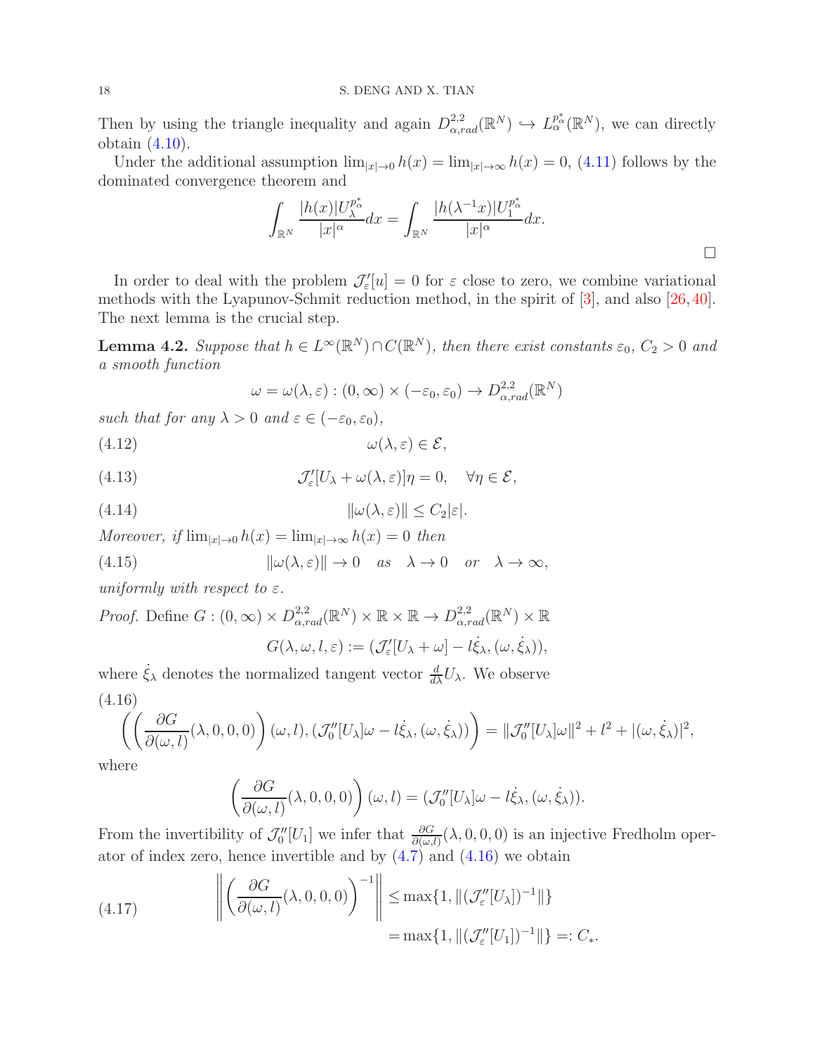Then by using the triangle inequality and again $D^{2,2}_{\alpha,rad}(\mathbb{R}^N) \hookrightarrow L^{p^*_\alpha}_\alpha(\mathbb{R}^N)$, we can directly obtain (4.10).

Under the additional assumption $\lim_{|x|\to 0} h(x) = \lim_{|x|\to\infty} h(x) = 0$, (4.11) follows by the dominated convergence theorem and

$$\int_{\mathbb{R}^N} \frac{|h(x)|U_\lambda^{p^*_\alpha}}{|x|^\alpha}dx = \int_{\mathbb{R}^N} \frac{|h(\lambda^{-1}x)|U_1^{p^*_\alpha}}{|x|^\alpha}dx.$$

□

In order to deal with the problem $\mathcal{J}'_\varepsilon[u] = 0$ for $\varepsilon$ close to zero, we combine variational methods with the Lyapunov-Schmit reduction method, in the spirit of [3], and also [26, 40]. The next lemma is the crucial step.

**Lemma 4.2.** *Suppose that $h \in L^\infty(\mathbb{R}^N) \cap C(\mathbb{R}^N)$, then there exist constants $\varepsilon_0$, $C_2 > 0$ and a smooth function*

$$\omega = \omega(\lambda, \varepsilon) : (0, \infty) \times (-\varepsilon_0, \varepsilon_0) \to D^{2,2}_{\alpha,rad}(\mathbb{R}^N)$$

*such that for any $\lambda > 0$ and $\varepsilon \in (-\varepsilon_0, \varepsilon_0)$,*

$$\omega(\lambda, \varepsilon) \in \mathcal{E}, \tag{4.12}$$

$$\mathcal{J}'_\varepsilon[U_\lambda + \omega(\lambda, \varepsilon)]\eta = 0, \quad \forall \eta \in \mathcal{E}, \tag{4.13}$$

$$\|\omega(\lambda, \varepsilon)\| \le C_2|\varepsilon|. \tag{4.14}$$

*Moreover, if $\lim_{|x|\to 0} h(x) = \lim_{|x|\to\infty} h(x) = 0$ then*

$$\|\omega(\lambda, \varepsilon)\| \to 0 \quad as \quad \lambda \to 0 \quad or \quad \lambda \to \infty, \tag{4.15}$$

*uniformly with respect to $\varepsilon$.*

*Proof.* Define $G : (0, \infty) \times D^{2,2}_{\alpha,rad}(\mathbb{R}^N) \times \mathbb{R} \times \mathbb{R} \to D^{2,2}_{\alpha,rad}(\mathbb{R}^N) \times \mathbb{R}$

$$G(\lambda, \omega, l, \varepsilon) := (\mathcal{J}'_\varepsilon[U_\lambda + \omega] - l\dot{\xi}_\lambda, (\omega, \dot{\xi}_\lambda)),$$

where $\dot{\xi}_\lambda$ denotes the normalized tangent vector $\frac{d}{d\lambda}U_\lambda$. We observe

$$\left(\left(\frac{\partial G}{\partial(\omega, l)}(\lambda, 0, 0, 0)\right)(\omega, l), (\mathcal{J}''_0[U_\lambda]\omega - l\dot{\xi}_\lambda, (\omega, \dot{\xi}_\lambda))\right) = \|\mathcal{J}''_0[U_\lambda]\omega\|^2 + l^2 + |(\omega, \dot{\xi}_\lambda)|^2, \tag{4.16}$$

where

$$\left(\frac{\partial G}{\partial(\omega, l)}(\lambda, 0, 0, 0)\right)(\omega, l) = (\mathcal{J}''_0[U_\lambda]\omega - l\dot{\xi}_\lambda, (\omega, \dot{\xi}_\lambda)).$$

From the invertibility of $\mathcal{J}''_0[U_1]$ we infer that $\frac{\partial G}{\partial(\omega,l)}(\lambda, 0, 0, 0)$ is an injective Fredholm operator of index zero, hence invertible and by (4.7) and (4.16) we obtain

$$\left\|\left(\frac{\partial G}{\partial(\omega, l)}(\lambda, 0, 0, 0)\right)^{-1}\right\| \le \max\{1, \|(\mathcal{J}''_\varepsilon[U_\lambda])^{-1}\|\} = \max\{1, \|(\mathcal{J}''_\varepsilon[U_1])^{-1}\|\} =: C_*. \tag{4.17}$$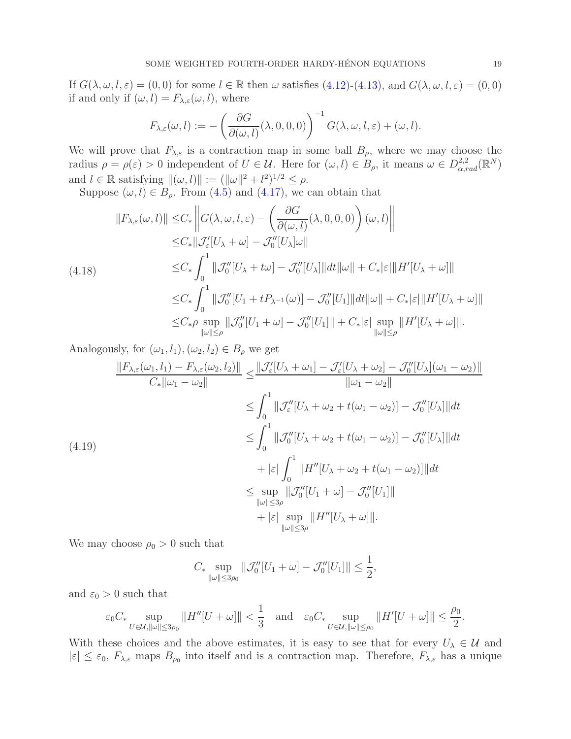If $G(\lambda, \omega, l, \varepsilon) = (0, 0)$ for some $l \in \mathbb{R}$ then $\omega$ satisfies (4.12)-(4.13), and $G(\lambda, \omega, l, \varepsilon) = (0, 0)$ if and only if $(\omega, l) = F_{\lambda,\varepsilon}(\omega, l)$, where

$$F_{\lambda,\varepsilon}(\omega, l) := -\left(\frac{\partial G}{\partial(\omega, l)}(\lambda, 0, 0, 0)\right)^{-1} G(\lambda, \omega, l, \varepsilon) + (\omega, l).$$

We will prove that $F_{\lambda,\varepsilon}$ is a contraction map in some ball $B_\rho$, where we may choose the radius $\rho = \rho(\varepsilon) > 0$ independent of $U \in \mathcal{U}$. Here for $(\omega, l) \in B_\rho$, it means $\omega \in D^{2,2}_{\alpha,rad}(\mathbb{R}^N)$ and $l \in \mathbb{R}$ satisfying $\|(\omega, l)\| := (\|\omega\|^2 + l^2)^{1/2} \le \rho$.

Suppose $(\omega, l) \in B_\rho$. From (4.5) and (4.17), we can obtain that

$$\begin{aligned}
\|F_{\lambda,\varepsilon}(\omega, l)\| \le& C_* \left\| G(\lambda, \omega, l, \varepsilon) - \left(\frac{\partial G}{\partial(\omega, l)}(\lambda, 0, 0, 0)\right)(\omega, l)\right\| \\
\le& C_* \|\mathcal{J}'_\varepsilon[U_\lambda + \omega] - \mathcal{J}''_0[U_\lambda]\omega\| \\
\le& C_* \int_0^1 \|\mathcal{J}''_0[U_\lambda + t\omega] - \mathcal{J}''_0[U_\lambda]\|dt\|\omega\| + C_*|\varepsilon|\|H'[U_\lambda + \omega]\| \\
\le& C_* \int_0^1 \|\mathcal{J}''_0[U_1 + tP_{\lambda^{-1}}(\omega)] - \mathcal{J}''_0[U_1]\|dt\|\omega\| + C_*|\varepsilon|\|H'[U_\lambda + \omega]\| \\
\le& C_*\rho \sup_{\|\omega\|\le\rho} \|\mathcal{J}''_0[U_1 + \omega] - \mathcal{J}''_0[U_1]\| + C_*|\varepsilon| \sup_{\|\omega\|\le\rho} \|H'[U_\lambda + \omega]\|.
\end{aligned} \tag{4.18}$$

Analogously, for $(\omega_1, l_1), (\omega_2, l_2) \in B_\rho$ we get

$$\begin{aligned}
\frac{\|F_{\lambda,\varepsilon}(\omega_1, l_1) - F_{\lambda,\varepsilon}(\omega_2, l_2)\|}{C_*\|\omega_1 - \omega_2\|} \le& \frac{\|\mathcal{J}'_\varepsilon[U_\lambda + \omega_1] - \mathcal{J}'_\varepsilon[U_\lambda + \omega_2] - \mathcal{J}''_0[U_\lambda](\omega_1 - \omega_2)\|}{\|\omega_1 - \omega_2\|} \\
\le& \int_0^1 \|\mathcal{J}''_\varepsilon[U_\lambda + \omega_2 + t(\omega_1 - \omega_2)] - \mathcal{J}''_0[U_\lambda]\|dt \\
\le& \int_0^1 \|\mathcal{J}''_0[U_\lambda + \omega_2 + t(\omega_1 - \omega_2)] - \mathcal{J}''_0[U_\lambda]\|dt \\
&+ |\varepsilon| \int_0^1 \|H''[U_\lambda + \omega_2 + t(\omega_1 - \omega_2)]\|dt \\
\le& \sup_{\|\omega\|\le 3\rho} \|\mathcal{J}''_0[U_1 + \omega] - \mathcal{J}''_0[U_1]\| \\
&+ |\varepsilon| \sup_{\|\omega\|\le 3\rho} \|H''[U_\lambda + \omega]\|.
\end{aligned} \tag{4.19}$$

We may choose $\rho_0 > 0$ such that

$$C_* \sup_{\|\omega\|\le 3\rho_0} \|\mathcal{J}''_0[U_1 + \omega] - \mathcal{J}''_0[U_1]\| \le \frac{1}{2},$$

and $\varepsilon_0 > 0$ such that

$$\varepsilon_0 C_* \sup_{U\in\mathcal{U}, \|\omega\|\le 3\rho_0} \|H''[U + \omega]\| < \frac{1}{3} \quad \text{and} \quad \varepsilon_0 C_* \sup_{U\in\mathcal{U}, \|\omega\|\le\rho_0} \|H'[U + \omega]\| \le \frac{\rho_0}{2}.$$

With these choices and the above estimates, it is easy to see that for every $U_\lambda \in \mathcal{U}$ and $|\varepsilon| \le \varepsilon_0$, $F_{\lambda,\varepsilon}$ maps $B_{\rho_0}$ into itself and is a contraction map. Therefore, $F_{\lambda,\varepsilon}$ has a unique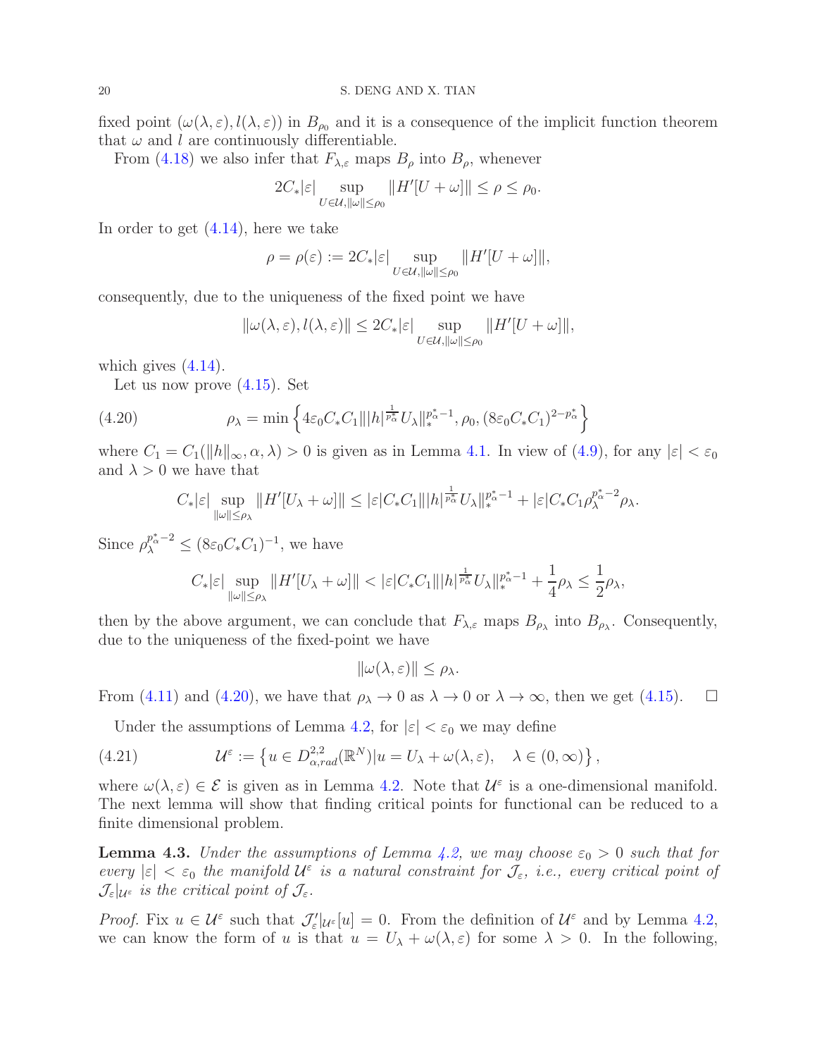fixed point $(\omega(\lambda,\varepsilon), l(\lambda,\varepsilon))$ in $B_{\rho_0}$ and it is a consequence of the implicit function theorem that $\omega$ and $l$ are continuously differentiable.

From (4.18) we also infer that $F_{\lambda,\varepsilon}$ maps $B_\rho$ into $B_\rho$, whenever

$$2C_*|\varepsilon| \sup_{U\in\mathcal{U},\|\omega\|\le\rho_0} \|H'[U+\omega]\| \le \rho \le \rho_0.$$

In order to get (4.14), here we take

$$\rho = \rho(\varepsilon) := 2C_*|\varepsilon| \sup_{U\in\mathcal{U},\|\omega\|\le\rho_0} \|H'[U+\omega]\|,$$

consequently, due to the uniqueness of the fixed point we have

$$\|\omega(\lambda,\varepsilon), l(\lambda,\varepsilon)\| \le 2C_*|\varepsilon| \sup_{U\in\mathcal{U},\|\omega\|\le\rho_0} \|H'[U+\omega]\|,$$

which gives (4.14).

Let us now prove (4.15). Set

$$\rho_\lambda = \min\left\{4\varepsilon_0 C_* C_1 \||h|^{\frac{1}{p_\alpha^*}} U_\lambda\|_*^{p_\alpha^*-1}, \rho_0, (8\varepsilon_0 C_* C_1)^{2-p_\alpha^*}\right\} \tag{4.20}$$

where $C_1 = C_1(\|h\|_\infty, \alpha, \lambda) > 0$ is given as in Lemma 4.1. In view of (4.9), for any $|\varepsilon| < \varepsilon_0$ and $\lambda > 0$ we have that

$$C_*|\varepsilon| \sup_{\|\omega\|\le\rho_\lambda} \|H'[U_\lambda+\omega]\| \le |\varepsilon| C_* C_1 \||h|^{\frac{1}{p_\alpha^*}} U_\lambda\|_*^{p_\alpha^*-1} + |\varepsilon| C_* C_1 \rho_\lambda^{p_\alpha^*-2}\rho_\lambda.$$

Since $\rho_\lambda^{p_\alpha^*-2} \le (8\varepsilon_0 C_* C_1)^{-1}$, we have

$$C_*|\varepsilon| \sup_{\|\omega\|\le\rho_\lambda} \|H'[U_\lambda+\omega]\| < |\varepsilon| C_* C_1 \||h|^{\frac{1}{p_\alpha^*}} U_\lambda\|_*^{p_\alpha^*-1} + \frac{1}{4}\rho_\lambda \le \frac{1}{2}\rho_\lambda,$$

then by the above argument, we can conclude that $F_{\lambda,\varepsilon}$ maps $B_{\rho_\lambda}$ into $B_{\rho_\lambda}$. Consequently, due to the uniqueness of the fixed-point we have

$$\|\omega(\lambda,\varepsilon)\| \le \rho_\lambda.$$

From (4.11) and (4.20), we have that $\rho_\lambda \to 0$ as $\lambda \to 0$ or $\lambda \to \infty$, then we get (4.15). $\square$

Under the assumptions of Lemma 4.2, for $|\varepsilon| < \varepsilon_0$ we may define

$$\mathcal{U}^\varepsilon := \left\{u \in D^{2,2}_{\alpha,rad}(\mathbb{R}^N) | u = U_\lambda + \omega(\lambda,\varepsilon), \quad \lambda \in (0,\infty)\right\}, \tag{4.21}$$

where $\omega(\lambda,\varepsilon) \in \mathcal{E}$ is given as in Lemma 4.2. Note that $\mathcal{U}^\varepsilon$ is a one-dimensional manifold. The next lemma will show that finding critical points for functional can be reduced to a finite dimensional problem.

**Lemma 4.3.** *Under the assumptions of Lemma 4.2, we may choose $\varepsilon_0 > 0$ such that for every $|\varepsilon| < \varepsilon_0$ the manifold $\mathcal{U}^\varepsilon$ is a natural constraint for $\mathcal{J}_\varepsilon$, i.e., every critical point of $\mathcal{J}_\varepsilon|_{\mathcal{U}^\varepsilon}$ is the critical point of $\mathcal{J}_\varepsilon$.*

*Proof.* Fix $u \in \mathcal{U}^\varepsilon$ such that $\mathcal{J}'_\varepsilon|_{\mathcal{U}^\varepsilon}[u] = 0$. From the definition of $\mathcal{U}^\varepsilon$ and by Lemma 4.2, we can know the form of $u$ is that $u = U_\lambda + \omega(\lambda,\varepsilon)$ for some $\lambda > 0$. In the following,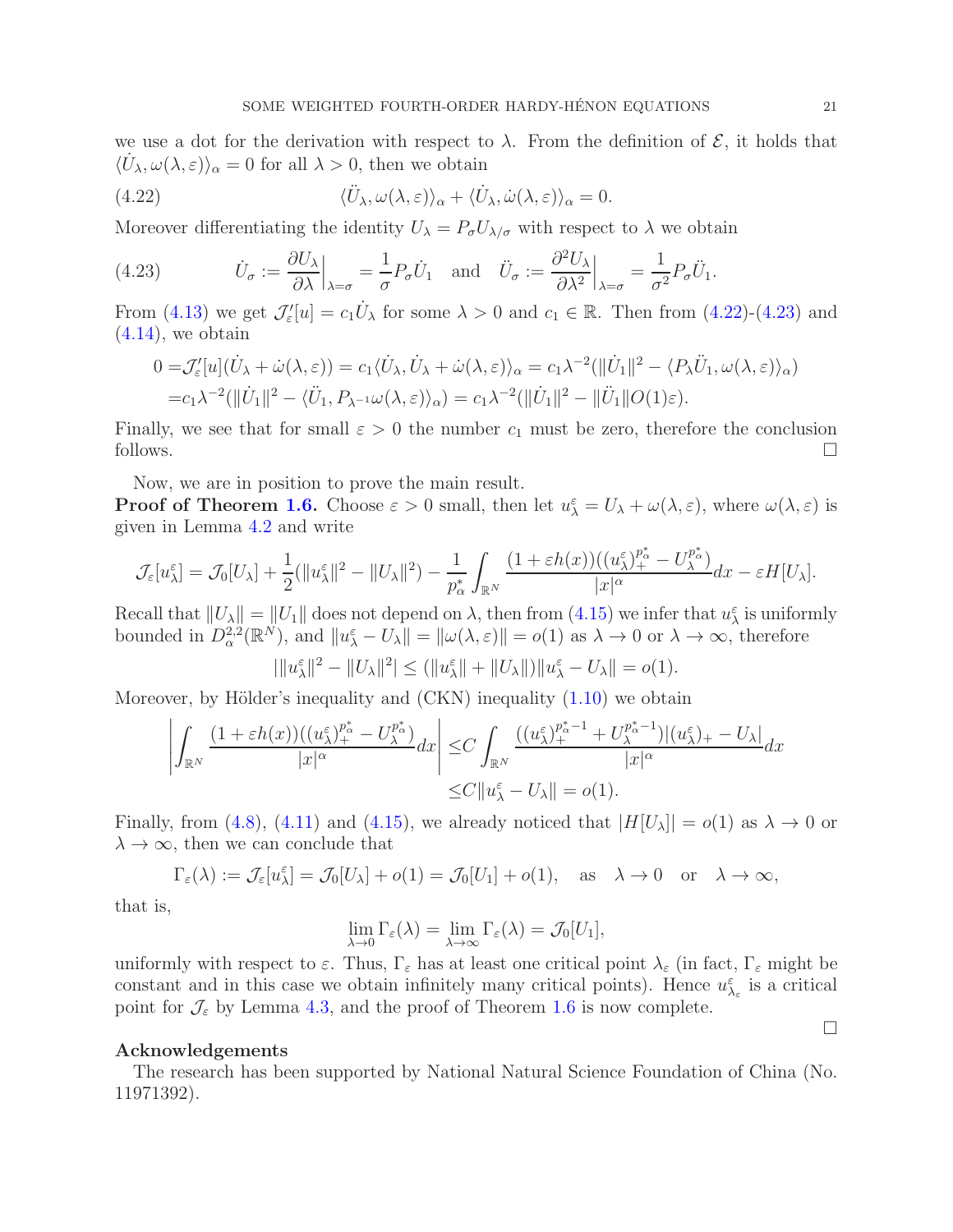we use a dot for the derivation with respect to $\lambda$. From the definition of $\mathcal{E}$, it holds that $\langle \dot{U}_\lambda, \omega(\lambda,\varepsilon)\rangle_\alpha = 0$ for all $\lambda > 0$, then we obtain

$$\langle \ddot{U}_\lambda, \omega(\lambda,\varepsilon)\rangle_\alpha + \langle \dot{U}_\lambda, \dot{\omega}(\lambda,\varepsilon)\rangle_\alpha = 0. \tag{4.22}$$

Moreover differentiating the identity $U_\lambda = P_\sigma U_{\lambda/\sigma}$ with respect to $\lambda$ we obtain

$$\dot{U}_\sigma := \frac{\partial U_\lambda}{\partial \lambda}\Big|_{\lambda=\sigma} = \frac{1}{\sigma} P_\sigma \dot{U}_1 \quad \text{and} \quad \ddot{U}_\sigma := \frac{\partial^2 U_\lambda}{\partial \lambda^2}\Big|_{\lambda=\sigma} = \frac{1}{\sigma^2} P_\sigma \ddot{U}_1. \tag{4.23}$$

From (4.13) we get $\mathcal{J}'_\varepsilon[u] = c_1 \dot{U}_\lambda$ for some $\lambda > 0$ and $c_1 \in \mathbb{R}$. Then from (4.22)-(4.23) and (4.14), we obtain

$$\begin{aligned}
0 =& \mathcal{J}'_\varepsilon[u](\dot{U}_\lambda + \dot{\omega}(\lambda,\varepsilon)) = c_1 \langle \dot{U}_\lambda, \dot{U}_\lambda + \dot{\omega}(\lambda,\varepsilon)\rangle_\alpha = c_1 \lambda^{-2}(\|\dot{U}_1\|^2 - \langle P_\lambda \ddot{U}_1, \omega(\lambda,\varepsilon)\rangle_\alpha) \\
=& c_1 \lambda^{-2}(\|\dot{U}_1\|^2 - \langle \ddot{U}_1, P_{\lambda^{-1}}\omega(\lambda,\varepsilon)\rangle_\alpha) = c_1 \lambda^{-2}(\|\dot{U}_1\|^2 - \|\ddot{U}_1\| O(1)\varepsilon).
\end{aligned}$$

Finally, we see that for small $\varepsilon > 0$ the number $c_1$ must be zero, therefore the conclusion follows. $\square$

Now, we are in position to prove the main result.

**Proof of Theorem 1.6.** Choose $\varepsilon > 0$ small, then let $u^\varepsilon_\lambda = U_\lambda + \omega(\lambda,\varepsilon)$, where $\omega(\lambda,\varepsilon)$ is given in Lemma 4.2 and write

$$\mathcal{J}_\varepsilon[u^\varepsilon_\lambda] = \mathcal{J}_0[U_\lambda] + \frac{1}{2}(\|u^\varepsilon_\lambda\|^2 - \|U_\lambda\|^2) - \frac{1}{p^*_\alpha}\int_{\mathbb{R}^N} \frac{(1+\varepsilon h(x))((u^\varepsilon_\lambda)_+^{p^*_\alpha} - U_\lambda^{p^*_\alpha})}{|x|^\alpha} dx - \varepsilon H[U_\lambda].$$

Recall that $\|U_\lambda\| = \|U_1\|$ does not depend on $\lambda$, then from (4.15) we infer that $u^\varepsilon_\lambda$ is uniformly bounded in $D^{2,2}_\alpha(\mathbb{R}^N)$, and $\|u^\varepsilon_\lambda - U_\lambda\| = \|\omega(\lambda,\varepsilon)\| = o(1)$ as $\lambda \to 0$ or $\lambda \to \infty$, therefore

$$|\|u^\varepsilon_\lambda\|^2 - \|U_\lambda\|^2| \leq (\|u^\varepsilon_\lambda\| + \|U_\lambda\|)\|u^\varepsilon_\lambda - U_\lambda\| = o(1).$$

Moreover, by Hölder's inequality and (CKN) inequality (1.10) we obtain

$$\begin{aligned}
\left|\int_{\mathbb{R}^N} \frac{(1+\varepsilon h(x))((u^\varepsilon_\lambda)_+^{p^*_\alpha} - U_\lambda^{p^*_\alpha})}{|x|^\alpha} dx\right| \leq & C\int_{\mathbb{R}^N} \frac{((u^\varepsilon_\lambda)_+^{p^*_\alpha-1} + U_\lambda^{p^*_\alpha-1})|(u^\varepsilon_\lambda)_+ - U_\lambda|}{|x|^\alpha} dx \\
\leq & C\|u^\varepsilon_\lambda - U_\lambda\| = o(1).
\end{aligned}$$

Finally, from (4.8), (4.11) and (4.15), we already noticed that $|H[U_\lambda]| = o(1)$ as $\lambda \to 0$ or $\lambda \to \infty$, then we can conclude that

$$\Gamma_\varepsilon(\lambda) := \mathcal{J}_\varepsilon[u^\varepsilon_\lambda] = \mathcal{J}_0[U_\lambda] + o(1) = \mathcal{J}_0[U_1] + o(1), \quad \text{as} \quad \lambda \to 0 \quad \text{or} \quad \lambda \to \infty,$$

that is,

$$\lim_{\lambda\to 0}\Gamma_\varepsilon(\lambda) = \lim_{\lambda\to\infty}\Gamma_\varepsilon(\lambda) = \mathcal{J}_0[U_1],$$

uniformly with respect to $\varepsilon$. Thus, $\Gamma_\varepsilon$ has at least one critical point $\lambda_\varepsilon$ (in fact, $\Gamma_\varepsilon$ might be constant and in this case we obtain infinitely many critical points). Hence $u^\varepsilon_{\lambda_\varepsilon}$ is a critical point for $\mathcal{J}_\varepsilon$ by Lemma 4.3, and the proof of Theorem 1.6 is now complete.

$\square$

**Acknowledgements**

The research has been supported by National Natural Science Foundation of China (No. 11971392).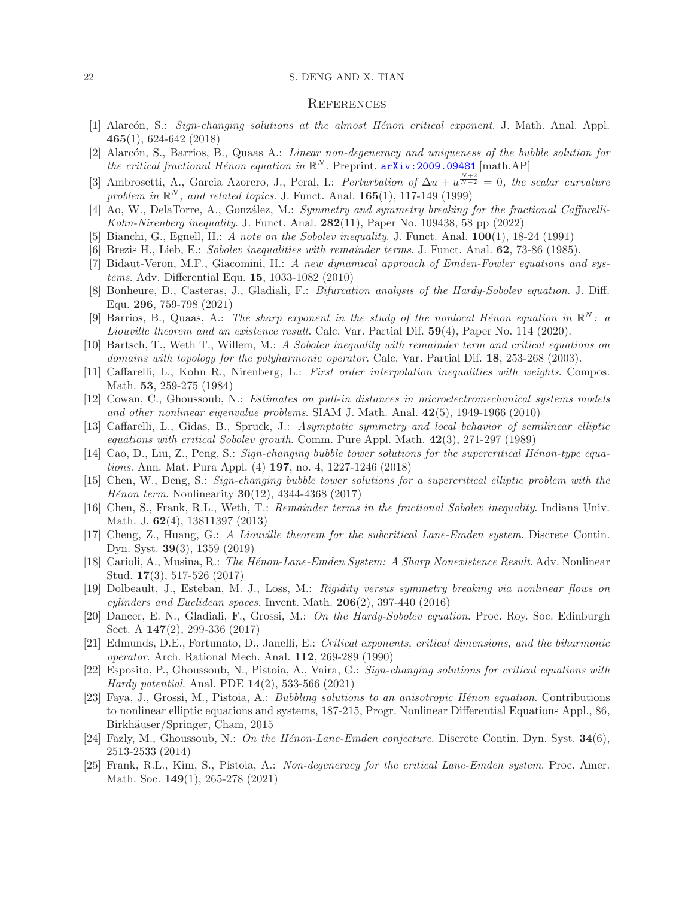## References

[1] Alarcón, S.: *Sign-changing solutions at the almost Hénon critical exponent*. J. Math. Anal. Appl. **465**(1), 624-642 (2018)

[2] Alarcón, S., Barrios, B., Quaas A.: *Linear non-degeneracy and uniqueness of the bubble solution for the critical fractional Hénon equation in* $\mathbb{R}^N$. Preprint. arXiv:2009.09481 [math.AP]

[3] Ambrosetti, A., Garcia Azorero, J., Peral, I.: *Perturbation of* $\Delta u + u^{\frac{N+2}{N-2}} = 0$*, the scalar curvature problem in* $\mathbb{R}^N$*, and related topics*. J. Funct. Anal. **165**(1), 117-149 (1999)

[4] Ao, W., DelaTorre, A., González, M.: *Symmetry and symmetry breaking for the fractional Caffarelli-Kohn-Nirenberg inequality*. J. Funct. Anal. **282**(11), Paper No. 109438, 58 pp (2022)

[5] Bianchi, G., Egnell, H.: *A note on the Sobolev inequality*. J. Funct. Anal. **100**(1), 18-24 (1991)

[6] Brezis H., Lieb, E.: *Sobolev inequalities with remainder terms*. J. Funct. Anal. **62**, 73-86 (1985).

[7] Bidaut-Veron, M.F., Giacomini, H.: *A new dynamical approach of Emden-Fowler equations and systems*. Adv. Differential Equ. **15**, 1033-1082 (2010)

[8] Bonheure, D., Casteras, J., Gladiali, F.: *Bifurcation analysis of the Hardy-Sobolev equation*. J. Diff. Equ. **296**, 759-798 (2021)

[9] Barrios, B., Quaas, A.: *The sharp exponent in the study of the nonlocal Hénon equation in* $\mathbb{R}^N$*: a Liouville theorem and an existence result*. Calc. Var. Partial Dif. **59**(4), Paper No. 114 (2020).

[10] Bartsch, T., Weth T., Willem, M.: *A Sobolev inequality with remainder term and critical equations on domains with topology for the polyharmonic operator*. Calc. Var. Partial Dif. **18**, 253-268 (2003).

[11] Caffarelli, L., Kohn R., Nirenberg, L.: *First order interpolation inequalities with weights*. Compos. Math. **53**, 259-275 (1984)

[12] Cowan, C., Ghoussoub, N.: *Estimates on pull-in distances in microelectromechanical systems models and other nonlinear eigenvalue problems*. SIAM J. Math. Anal. **42**(5), 1949-1966 (2010)

[13] Caffarelli, L., Gidas, B., Spruck, J.: *Asymptotic symmetry and local behavior of semilinear elliptic equations with critical Sobolev growth*. Comm. Pure Appl. Math. **42**(3), 271-297 (1989)

[14] Cao, D., Liu, Z., Peng, S.: *Sign-changing bubble tower solutions for the supercritical Hénon-type equations*. Ann. Mat. Pura Appl. (4) **197**, no. 4, 1227-1246 (2018)

[15] Chen, W., Deng, S.: *Sign-changing bubble tower solutions for a supercritical elliptic problem with the Hénon term*. Nonlinearity **30**(12), 4344-4368 (2017)

[16] Chen, S., Frank, R.L., Weth, T.: *Remainder terms in the fractional Sobolev inequality*. Indiana Univ. Math. J. **62**(4), 13811397 (2013)

[17] Cheng, Z., Huang, G.: *A Liouville theorem for the subcritical Lane-Emden system*. Discrete Contin. Dyn. Syst. **39**(3), 1359 (2019)

[18] Carioli, A., Musina, R.: *The Hénon-Lane-Emden System: A Sharp Nonexistence Result*. Adv. Nonlinear Stud. **17**(3), 517-526 (2017)

[19] Dolbeault, J., Esteban, M. J., Loss, M.: *Rigidity versus symmetry breaking via nonlinear flows on cylinders and Euclidean spaces*. Invent. Math. **206**(2), 397-440 (2016)

[20] Dancer, E. N., Gladiali, F., Grossi, M.: *On the Hardy-Sobolev equation*. Proc. Roy. Soc. Edinburgh Sect. A **147**(2), 299-336 (2017)

[21] Edmunds, D.E., Fortunato, D., Janelli, E.: *Critical exponents, critical dimensions, and the biharmonic operator*. Arch. Rational Mech. Anal. **112**, 269-289 (1990)

[22] Esposito, P., Ghoussoub, N., Pistoia, A., Vaira, G.: *Sign-changing solutions for critical equations with Hardy potential*. Anal. PDE **14**(2), 533-566 (2021)

[23] Faya, J., Grossi, M., Pistoia, A.: *Bubbling solutions to an anisotropic Hénon equation*. Contributions to nonlinear elliptic equations and systems, 187-215, Progr. Nonlinear Differential Equations Appl., 86, Birkhäuser/Springer, Cham, 2015

[24] Fazly, M., Ghoussoub, N.: *On the Hénon-Lane-Emden conjecture*. Discrete Contin. Dyn. Syst. **34**(6), 2513-2533 (2014)

[25] Frank, R.L., Kim, S., Pistoia, A.: *Non-degeneracy for the critical Lane-Emden system*. Proc. Amer. Math. Soc. **149**(1), 265-278 (2021)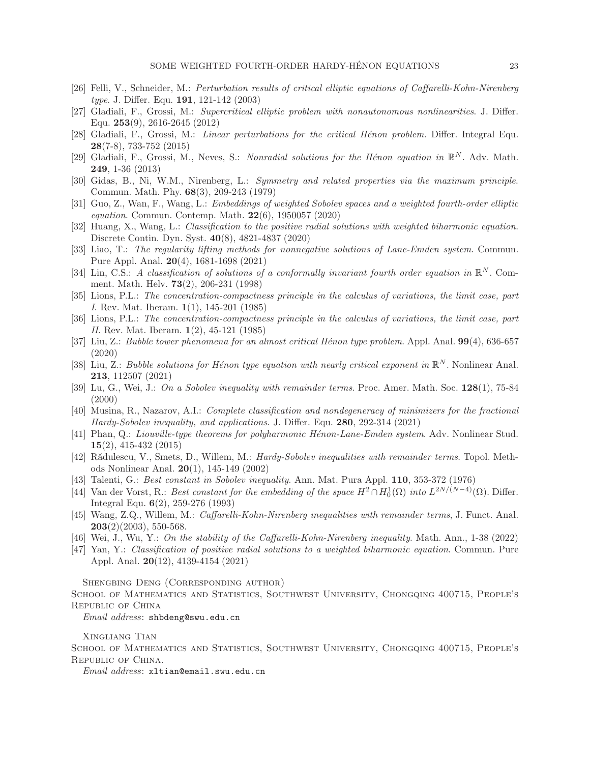[26] Felli, V., Schneider, M.: *Perturbation results of critical elliptic equations of Caffarelli-Kohn-Nirenberg type*. J. Differ. Equ. **191**, 121-142 (2003)

[27] Gladiali, F., Grossi, M.: *Supercritical elliptic problem with nonautonomous nonlinearities*. J. Differ. Equ. **253**(9), 2616-2645 (2012)

[28] Gladiali, F., Grossi, M.: *Linear perturbations for the critical Hénon problem*. Differ. Integral Equ. **28**(7-8), 733-752 (2015)

[29] Gladiali, F., Grossi, M., Neves, S.: *Nonradial solutions for the Hénon equation in $\mathbb{R}^N$*. Adv. Math. **249**, 1-36 (2013)

[30] Gidas, B., Ni, W.M., Nirenberg, L.: *Symmetry and related properties via the maximum principle*. Commun. Math. Phy. **68**(3), 209-243 (1979)

[31] Guo, Z., Wan, F., Wang, L.: *Embeddings of weighted Sobolev spaces and a weighted fourth-order elliptic equation*. Commun. Contemp. Math. **22**(6), 1950057 (2020)

[32] Huang, X., Wang, L.: *Classification to the positive radial solutions with weighted biharmonic equation*. Discrete Contin. Dyn. Syst. **40**(8), 4821-4837 (2020)

[33] Liao, T.: *The regularity lifting methods for nonnegative solutions of Lane-Emden system*. Commun. Pure Appl. Anal. **20**(4), 1681-1698 (2021)

[34] Lin, C.S.: *A classification of solutions of a conformally invariant fourth order equation in $\mathbb{R}^N$*. Comment. Math. Helv. **73**(2), 206-231 (1998)

[35] Lions, P.L.: *The concentration-compactness principle in the calculus of variations, the limit case, part I*. Rev. Mat. Iberam. **1**(1), 145-201 (1985)

[36] Lions, P.L.: *The concentration-compactness principle in the calculus of variations, the limit case, part II*. Rev. Mat. Iberam. **1**(2), 45-121 (1985)

[37] Liu, Z.: *Bubble tower phenomena for an almost critical Hénon type problem*. Appl. Anal. **99**(4), 636-657 (2020)

[38] Liu, Z.: *Bubble solutions for Hénon type equation with nearly critical exponent in $\mathbb{R}^N$*. Nonlinear Anal. **213**, 112507 (2021)

[39] Lu, G., Wei, J.: *On a Sobolev inequality with remainder terms*. Proc. Amer. Math. Soc. **128**(1), 75-84 (2000)

[40] Musina, R., Nazarov, A.I.: *Complete classification and nondegeneracy of minimizers for the fractional Hardy-Sobolev inequality, and applications*. J. Differ. Equ. **280**, 292-314 (2021)

[41] Phan, Q.: *Liouville-type theorems for polyharmonic Hénon-Lane-Emden system*. Adv. Nonlinear Stud. **15**(2), 415-432 (2015)

[42] Rădulescu, V., Smets, D., Willem, M.: *Hardy-Sobolev inequalities with remainder terms*. Topol. Methods Nonlinear Anal. **20**(1), 145-149 (2002)

[43] Talenti, G.: *Best constant in Sobolev inequality*. Ann. Mat. Pura Appl. **110**, 353-372 (1976)

[44] Van der Vorst, R.: *Best constant for the embedding of the space $H^2\cap H_0^1(\Omega)$ into $L^{2N/(N-4)}(\Omega)$*. Differ. Integral Equ. **6**(2), 259-276 (1993)

[45] Wang, Z.Q., Willem, M.: *Caffarelli-Kohn-Nirenberg inequalities with remainder terms*, J. Funct. Anal. **203**(2)(2003), 550-568.

[46] Wei, J., Wu, Y.: *On the stability of the Caffarelli-Kohn-Nirenberg inequality*. Math. Ann., 1-38 (2022)

[47] Yan, Y.: *Classification of positive radial solutions to a weighted biharmonic equation*. Commun. Pure Appl. Anal. **20**(12), 4139-4154 (2021)

Shengbing Deng (Corresponding author)

School of Mathematics and Statistics, Southwest University, Chongqing 400715, People's Republic of China

*Email address*: shbdeng@swu.edu.cn

Xingliang Tian

School of Mathematics and Statistics, Southwest University, Chongqing 400715, People's Republic of China.

*Email address*: xltian@email.swu.edu.cn